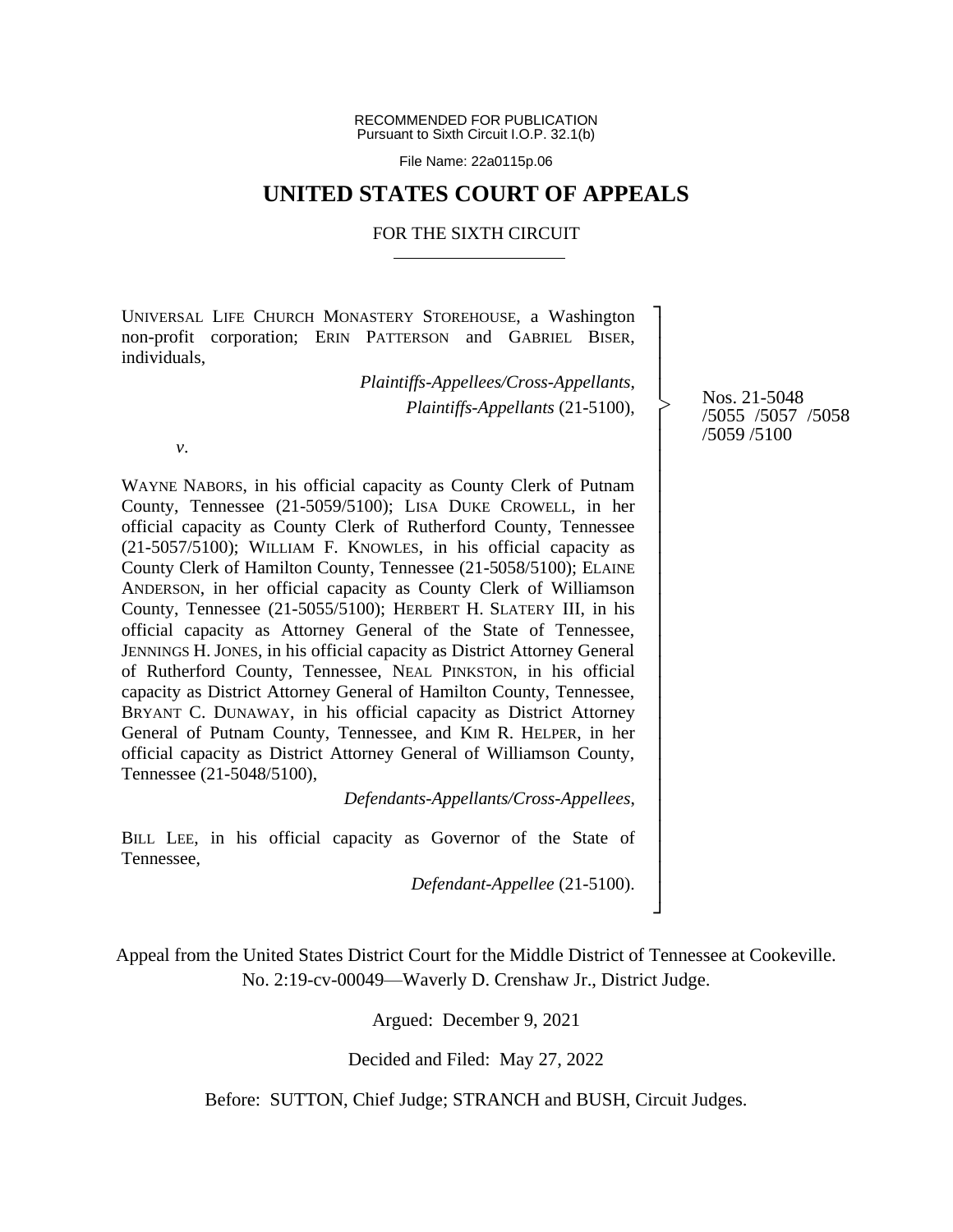RECOMMENDED FOR PUBLICATION
Pursuant to Sixth Circuit I.O.P. 32.1(b)

File Name: 22a0115p.06

# UNITED STATES COURT OF APPEALS

## FOR THE SIXTH CIRCUIT

---

UNIVERSAL LIFE CHURCH MONASTERY STOREHOUSE, a Washington non-profit corporation; ERIN PATTERSON and GABRIEL BISER, individuals,

*Plaintiffs-Appellees/Cross-Appellants,*
*Plaintiffs-Appellants* (21-5100),

*v*.

WAYNE NABORS, in his official capacity as County Clerk of Putnam County, Tennessee (21-5059/5100); LISA DUKE CROWELL, in her official capacity as County Clerk of Rutherford County, Tennessee (21-5057/5100); WILLIAM F. KNOWLES, in his official capacity as County Clerk of Hamilton County, Tennessee (21-5058/5100); ELAINE ANDERSON, in her official capacity as County Clerk of Williamson County, Tennessee (21-5055/5100); HERBERT H. SLATERY III, in his official capacity as Attorney General of the State of Tennessee, JENNINGS H. JONES, in his official capacity as District Attorney General of Rutherford County, Tennessee, NEAL PINKSTON, in his official capacity as District Attorney General of Hamilton County, Tennessee, BRYANT C. DUNAWAY, in his official capacity as District Attorney General of Putnam County, Tennessee, and KIM R. HELPER, in her official capacity as District Attorney General of Williamson County, Tennessee (21-5048/5100),

*Defendants-Appellants/Cross-Appellees,*

BILL LEE, in his official capacity as Governor of the State of Tennessee,

*Defendant-Appellee* (21-5100).

Nos. 21-5048 /5055 /5057 /5058 /5059 /5100

Appeal from the United States District Court for the Middle District of Tennessee at Cookeville.
No. 2:19-cv-00049—Waverly D. Crenshaw Jr., District Judge.

Argued: December 9, 2021

Decided and Filed: May 27, 2022

Before: SUTTON, Chief Judge; STRANCH and BUSH, Circuit Judges.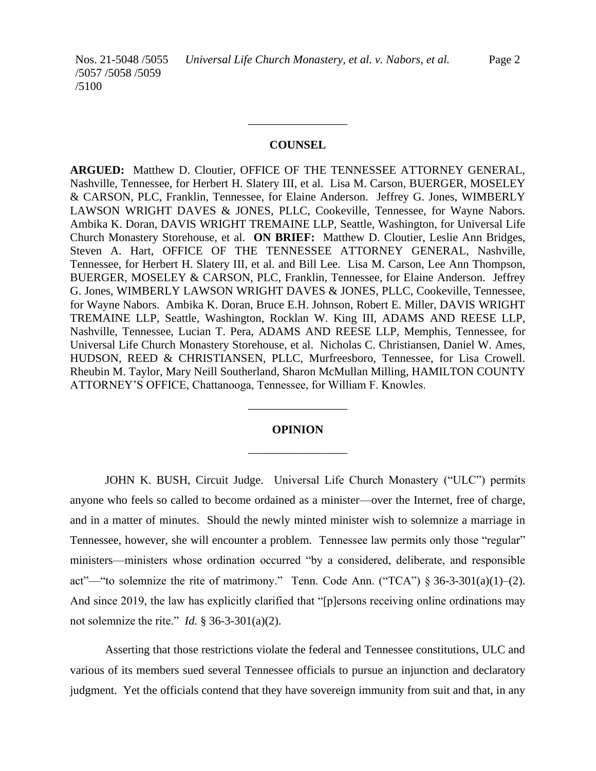---

## COUNSEL

**ARGUED:** Matthew D. Cloutier, OFFICE OF THE TENNESSEE ATTORNEY GENERAL, Nashville, Tennessee, for Herbert H. Slatery III, et al. Lisa M. Carson, BUERGER, MOSELEY & CARSON, PLC, Franklin, Tennessee, for Elaine Anderson. Jeffrey G. Jones, WIMBERLY LAWSON WRIGHT DAVES & JONES, PLLC, Cookeville, Tennessee, for Wayne Nabors. Ambika K. Doran, DAVIS WRIGHT TREMAINE LLP, Seattle, Washington, for Universal Life Church Monastery Storehouse, et al. **ON BRIEF:** Matthew D. Cloutier, Leslie Ann Bridges, Steven A. Hart, OFFICE OF THE TENNESSEE ATTORNEY GENERAL, Nashville, Tennessee, for Herbert H. Slatery III, et al. and Bill Lee. Lisa M. Carson, Lee Ann Thompson, BUERGER, MOSELEY & CARSON, PLC, Franklin, Tennessee, for Elaine Anderson. Jeffrey G. Jones, WIMBERLY LAWSON WRIGHT DAVES & JONES, PLLC, Cookeville, Tennessee, for Wayne Nabors. Ambika K. Doran, Bruce E.H. Johnson, Robert E. Miller, DAVIS WRIGHT TREMAINE LLP, Seattle, Washington, Rocklan W. King III, ADAMS AND REESE LLP, Nashville, Tennessee, Lucian T. Pera, ADAMS AND REESE LLP, Memphis, Tennessee, for Universal Life Church Monastery Storehouse, et al. Nicholas C. Christiansen, Daniel W. Ames, HUDSON, REED & CHRISTIANSEN, PLLC, Murfreesboro, Tennessee, for Lisa Crowell. Rheubin M. Taylor, Mary Neill Southerland, Sharon McMullan Milling, HAMILTON COUNTY ATTORNEY'S OFFICE, Chattanooga, Tennessee, for William F. Knowles.

---

## OPINION

---

JOHN K. BUSH, Circuit Judge. Universal Life Church Monastery ("ULC") permits anyone who feels so called to become ordained as a minister—over the Internet, free of charge, and in a matter of minutes. Should the newly minted minister wish to solemnize a marriage in Tennessee, however, she will encounter a problem. Tennessee law permits only those "regular" ministers—ministers whose ordination occurred "by a considered, deliberate, and responsible act"—"to solemnize the rite of matrimony." Tenn. Code Ann. ("TCA") § 36-3-301(a)(1)–(2). And since 2019, the law has explicitly clarified that "[p]ersons receiving online ordinations may not solemnize the rite." *Id.* § 36-3-301(a)(2).

Asserting that those restrictions violate the federal and Tennessee constitutions, ULC and various of its members sued several Tennessee officials to pursue an injunction and declaratory judgment. Yet the officials contend that they have sovereign immunity from suit and that, in any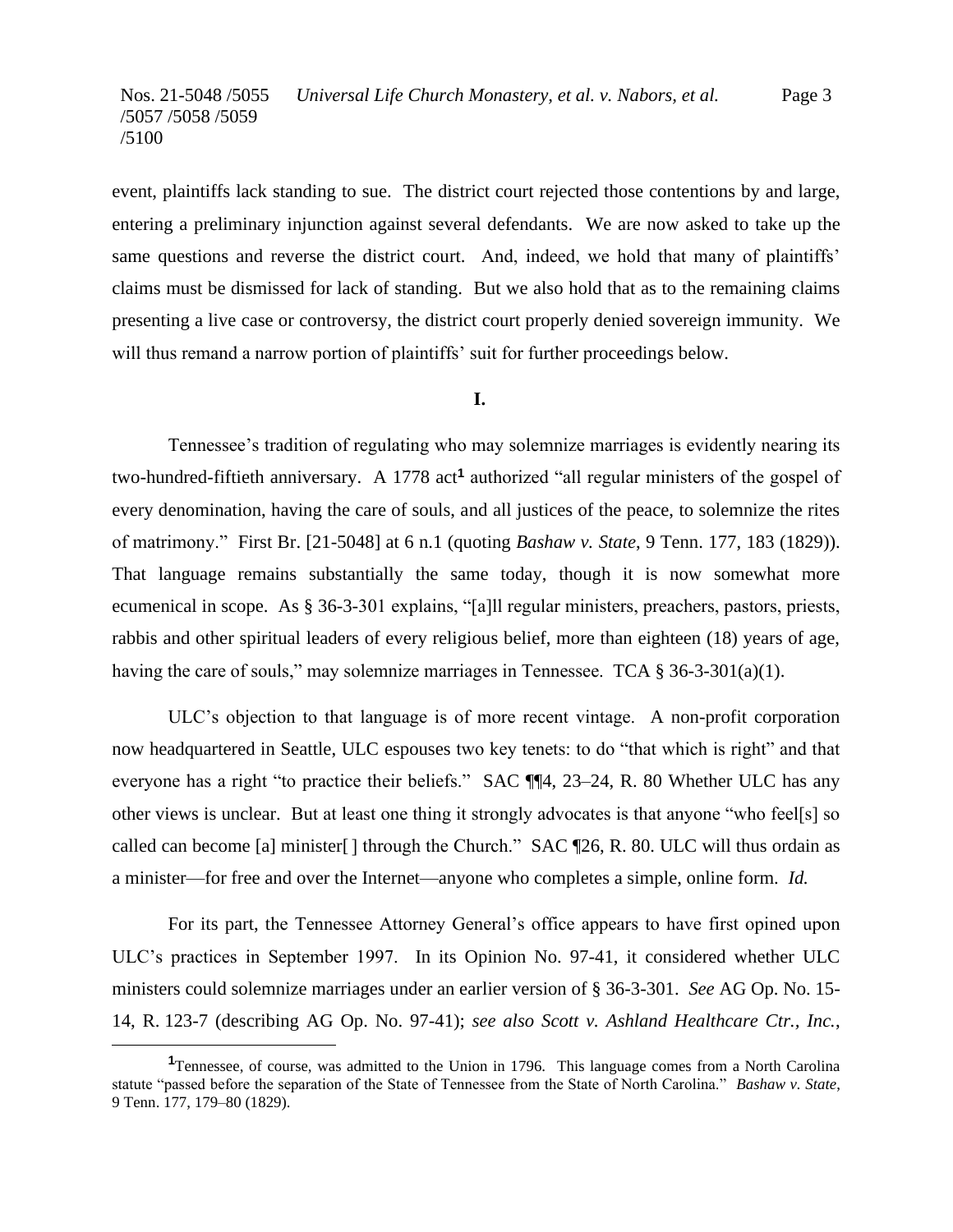event, plaintiffs lack standing to sue. The district court rejected those contentions by and large, entering a preliminary injunction against several defendants. We are now asked to take up the same questions and reverse the district court. And, indeed, we hold that many of plaintiffs' claims must be dismissed for lack of standing. But we also hold that as to the remaining claims presenting a live case or controversy, the district court properly denied sovereign immunity. We will thus remand a narrow portion of plaintiffs' suit for further proceedings below.

## I.

Tennessee's tradition of regulating who may solemnize marriages is evidently nearing its two-hundred-fiftieth anniversary. A 1778 act[1] authorized "all regular ministers of the gospel of every denomination, having the care of souls, and all justices of the peace, to solemnize the rites of matrimony." First Br. [21-5048] at 6 n.1 (quoting *Bashaw v. State*, 9 Tenn. 177, 183 (1829)). That language remains substantially the same today, though it is now somewhat more ecumenical in scope. As § 36-3-301 explains, "[a]ll regular ministers, preachers, pastors, priests, rabbis and other spiritual leaders of every religious belief, more than eighteen (18) years of age, having the care of souls," may solemnize marriages in Tennessee. TCA § 36-3-301(a)(1).

ULC's objection to that language is of more recent vintage. A non-profit corporation now headquartered in Seattle, ULC espouses two key tenets: to do "that which is right" and that everyone has a right "to practice their beliefs." SAC ¶¶4, 23–24, R. 80 Whether ULC has any other views is unclear. But at least one thing it strongly advocates is that anyone "who feel[s] so called can become [a] minister[ ] through the Church." SAC ¶26, R. 80. ULC will thus ordain as a minister—for free and over the Internet—anyone who completes a simple, online form. *Id.*

For its part, the Tennessee Attorney General's office appears to have first opined upon ULC's practices in September 1997. In its Opinion No. 97-41, it considered whether ULC ministers could solemnize marriages under an earlier version of § 36-3-301. *See* AG Op. No. 15-14, R. 123-7 (describing AG Op. No. 97-41); *see also Scott v. Ashland Healthcare Ctr., Inc.*,

[1]Tennessee, of course, was admitted to the Union in 1796. This language comes from a North Carolina statute "passed before the separation of the State of Tennessee from the State of North Carolina." *Bashaw v. State*, 9 Tenn. 177, 179–80 (1829).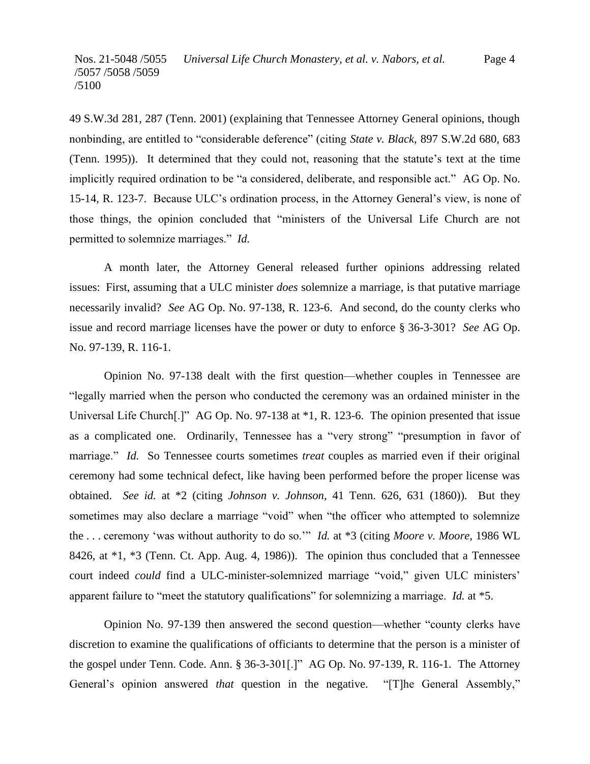49 S.W.3d 281, 287 (Tenn. 2001) (explaining that Tennessee Attorney General opinions, though nonbinding, are entitled to "considerable deference" (citing *State v. Black*, 897 S.W.2d 680, 683 (Tenn. 1995)). It determined that they could not, reasoning that the statute's text at the time implicitly required ordination to be "a considered, deliberate, and responsible act." AG Op. No. 15-14, R. 123-7. Because ULC's ordination process, in the Attorney General's view, is none of those things, the opinion concluded that "ministers of the Universal Life Church are not permitted to solemnize marriages." *Id.*

A month later, the Attorney General released further opinions addressing related issues: First, assuming that a ULC minister *does* solemnize a marriage, is that putative marriage necessarily invalid? *See* AG Op. No. 97-138, R. 123-6. And second, do the county clerks who issue and record marriage licenses have the power or duty to enforce § 36-3-301? *See* AG Op. No. 97-139, R. 116-1.

Opinion No. 97-138 dealt with the first question—whether couples in Tennessee are "legally married when the person who conducted the ceremony was an ordained minister in the Universal Life Church[.]" AG Op. No. 97-138 at *1, R. 123-6. The opinion presented that issue as a complicated one. Ordinarily, Tennessee has a "very strong" "presumption in favor of marriage." *Id.* So Tennessee courts sometimes *treat* couples as married even if their original ceremony had some technical defect, like having been performed before the proper license was obtained. *See id.* at *2 (citing *Johnson v. Johnson*, 41 Tenn. 626, 631 (1860)). But they sometimes may also declare a marriage "void" when "the officer who attempted to solemnize the . . . ceremony 'was without authority to do so.'" *Id.* at *3 (citing *Moore v. Moore*, 1986 WL 8426, at *1, *3 (Tenn. Ct. App. Aug. 4, 1986)). The opinion thus concluded that a Tennessee court indeed *could* find a ULC-minister-solemnized marriage "void," given ULC ministers' apparent failure to "meet the statutory qualifications" for solemnizing a marriage. *Id.* at *5.

Opinion No. 97-139 then answered the second question—whether "county clerks have discretion to examine the qualifications of officiants to determine that the person is a minister of the gospel under Tenn. Code. Ann. § 36-3-301[.]" AG Op. No. 97-139, R. 116-1. The Attorney General's opinion answered *that* question in the negative. "[T]he General Assembly,"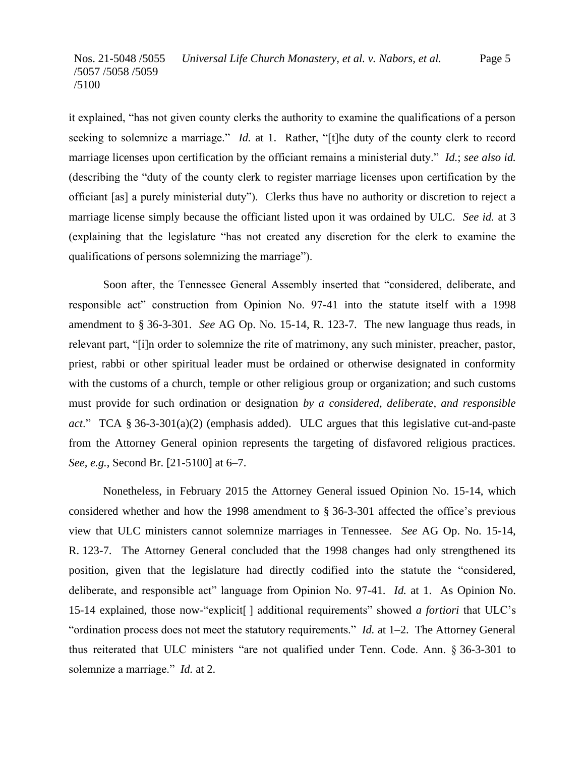it explained, "has not given county clerks the authority to examine the qualifications of a person seeking to solemnize a marriage." *Id.* at 1. Rather, "[t]he duty of the county clerk to record marriage licenses upon certification by the officiant remains a ministerial duty." *Id.*; *see also id.* (describing the "duty of the county clerk to register marriage licenses upon certification by the officiant [as] a purely ministerial duty"). Clerks thus have no authority or discretion to reject a marriage license simply because the officiant listed upon it was ordained by ULC. *See id.* at 3 (explaining that the legislature "has not created any discretion for the clerk to examine the qualifications of persons solemnizing the marriage").

Soon after, the Tennessee General Assembly inserted that "considered, deliberate, and responsible act" construction from Opinion No. 97-41 into the statute itself with a 1998 amendment to § 36-3-301. *See* AG Op. No. 15-14, R. 123-7. The new language thus reads, in relevant part, "[i]n order to solemnize the rite of matrimony, any such minister, preacher, pastor, priest, rabbi or other spiritual leader must be ordained or otherwise designated in conformity with the customs of a church, temple or other religious group or organization; and such customs must provide for such ordination or designation *by a considered, deliberate, and responsible act*." TCA § 36-3-301(a)(2) (emphasis added). ULC argues that this legislative cut-and-paste from the Attorney General opinion represents the targeting of disfavored religious practices. *See, e.g.*, Second Br. [21-5100] at 6–7.

Nonetheless, in February 2015 the Attorney General issued Opinion No. 15-14, which considered whether and how the 1998 amendment to § 36-3-301 affected the office's previous view that ULC ministers cannot solemnize marriages in Tennessee. *See* AG Op. No. 15-14, R. 123-7. The Attorney General concluded that the 1998 changes had only strengthened its position, given that the legislature had directly codified into the statute the "considered, deliberate, and responsible act" language from Opinion No. 97-41. *Id.* at 1. As Opinion No. 15-14 explained, those now-"explicit[ ] additional requirements" showed *a fortiori* that ULC's "ordination process does not meet the statutory requirements." *Id.* at 1–2. The Attorney General thus reiterated that ULC ministers "are not qualified under Tenn. Code. Ann. § 36-3-301 to solemnize a marriage." *Id.* at 2.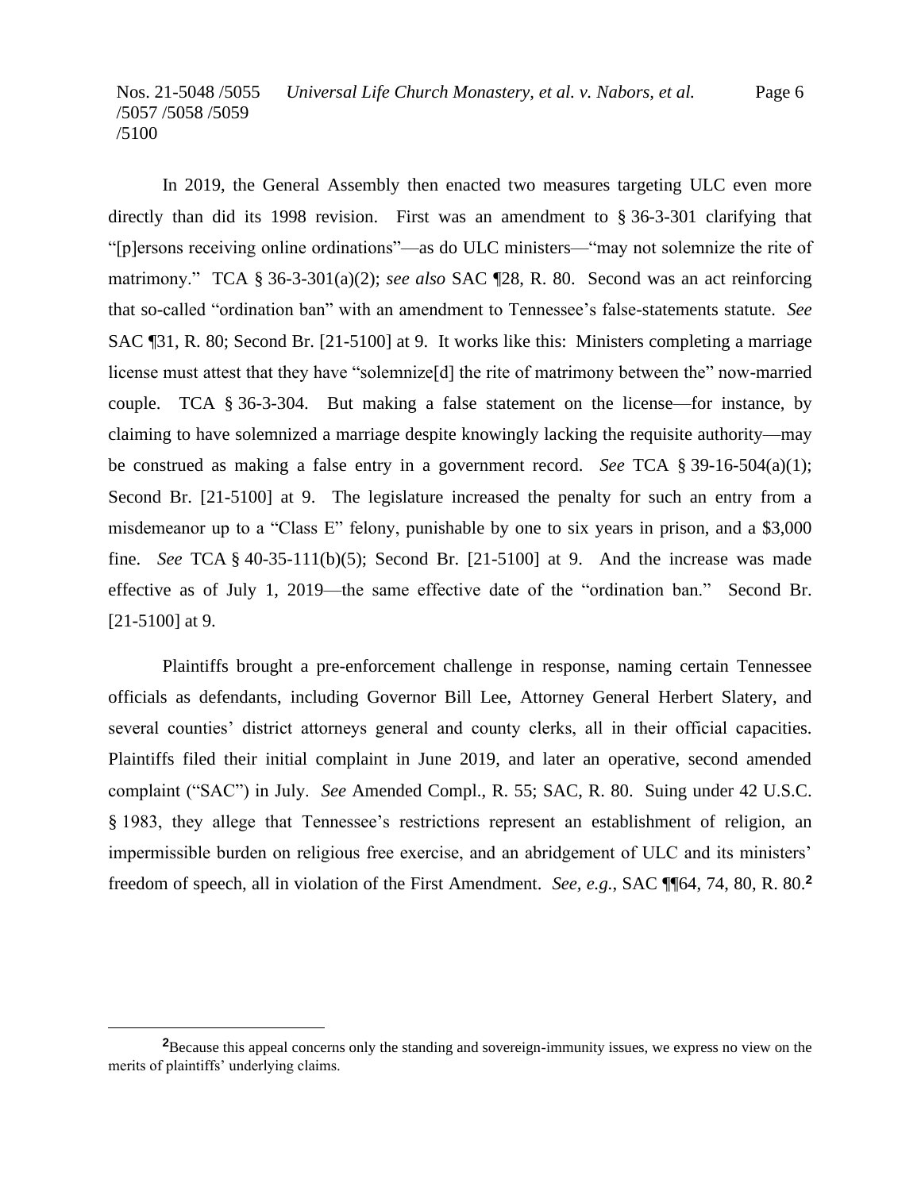In 2019, the General Assembly then enacted two measures targeting ULC even more directly than did its 1998 revision. First was an amendment to § 36-3-301 clarifying that "[p]ersons receiving online ordinations"—as do ULC ministers—"may not solemnize the rite of matrimony." TCA § 36-3-301(a)(2); *see also* SAC ¶28, R. 80. Second was an act reinforcing that so-called "ordination ban" with an amendment to Tennessee's false-statements statute. *See* SAC ¶31, R. 80; Second Br. [21-5100] at 9. It works like this: Ministers completing a marriage license must attest that they have "solemnize[d] the rite of matrimony between the" now-married couple. TCA § 36-3-304. But making a false statement on the license—for instance, by claiming to have solemnized a marriage despite knowingly lacking the requisite authority—may be construed as making a false entry in a government record. *See* TCA § 39-16-504(a)(1); Second Br. [21-5100] at 9. The legislature increased the penalty for such an entry from a misdemeanor up to a "Class E" felony, punishable by one to six years in prison, and a $3,000 fine. *See* TCA § 40-35-111(b)(5); Second Br. [21-5100] at 9. And the increase was made effective as of July 1, 2019—the same effective date of the "ordination ban." Second Br. [21-5100] at 9.

Plaintiffs brought a pre-enforcement challenge in response, naming certain Tennessee officials as defendants, including Governor Bill Lee, Attorney General Herbert Slatery, and several counties' district attorneys general and county clerks, all in their official capacities. Plaintiffs filed their initial complaint in June 2019, and later an operative, second amended complaint ("SAC") in July. *See* Amended Compl., R. 55; SAC, R. 80. Suing under 42 U.S.C. § 1983, they allege that Tennessee's restrictions represent an establishment of religion, an impermissible burden on religious free exercise, and an abridgement of ULC and its ministers' freedom of speech, all in violation of the First Amendment. *See, e.g.*, SAC ¶¶64, 74, 80, R. 80.[2]

[2]Because this appeal concerns only the standing and sovereign-immunity issues, we express no view on the merits of plaintiffs' underlying claims.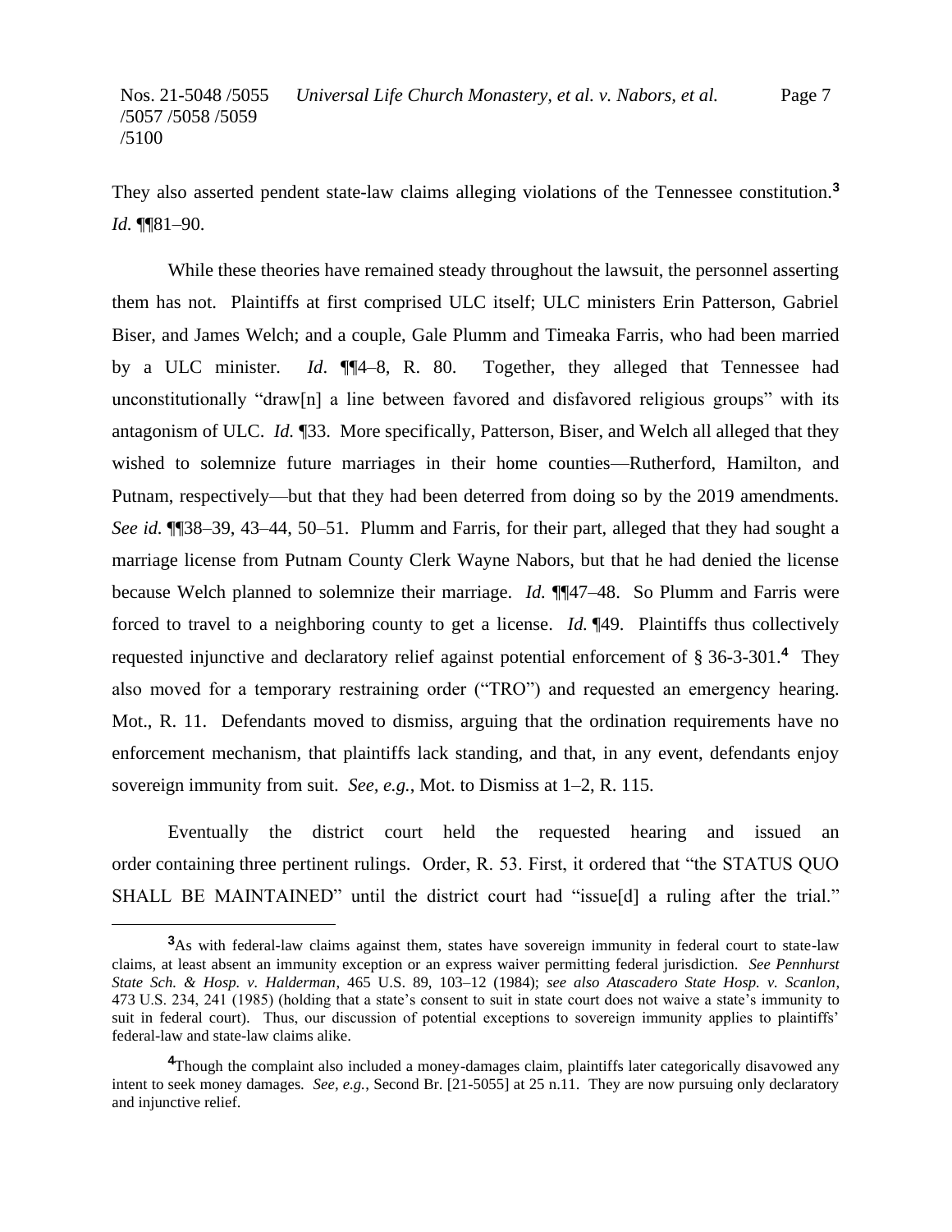They also asserted pendent state-law claims alleging violations of the Tennessee constitution.[3] *Id.* ¶¶81–90.

While these theories have remained steady throughout the lawsuit, the personnel asserting them has not. Plaintiffs at first comprised ULC itself; ULC ministers Erin Patterson, Gabriel Biser, and James Welch; and a couple, Gale Plumm and Timeaka Farris, who had been married by a ULC minister. *Id*. ¶¶4–8, R. 80. Together, they alleged that Tennessee had unconstitutionally "draw[n] a line between favored and disfavored religious groups" with its antagonism of ULC. *Id.* ¶33. More specifically, Patterson, Biser, and Welch all alleged that they wished to solemnize future marriages in their home counties—Rutherford, Hamilton, and Putnam, respectively—but that they had been deterred from doing so by the 2019 amendments. *See id.* ¶¶38–39, 43–44, 50–51. Plumm and Farris, for their part, alleged that they had sought a marriage license from Putnam County Clerk Wayne Nabors, but that he had denied the license because Welch planned to solemnize their marriage. *Id.* ¶¶47–48. So Plumm and Farris were forced to travel to a neighboring county to get a license. *Id.* ¶49. Plaintiffs thus collectively requested injunctive and declaratory relief against potential enforcement of § 36-3-301.[4] They also moved for a temporary restraining order ("TRO") and requested an emergency hearing. Mot., R. 11. Defendants moved to dismiss, arguing that the ordination requirements have no enforcement mechanism, that plaintiffs lack standing, and that, in any event, defendants enjoy sovereign immunity from suit. *See, e.g.*, Mot. to Dismiss at 1–2, R. 115.

Eventually the district court held the requested hearing and issued an order containing three pertinent rulings. Order, R. 53. First, it ordered that "the STATUS QUO SHALL BE MAINTAINED" until the district court had "issue[d] a ruling after the trial."

---

[3] As with federal-law claims against them, states have sovereign immunity in federal court to state-law claims, at least absent an immunity exception or an express waiver permitting federal jurisdiction. *See Pennhurst State Sch. & Hosp. v. Halderman*, 465 U.S. 89, 103–12 (1984); *see also Atascadero State Hosp. v. Scanlon*, 473 U.S. 234, 241 (1985) (holding that a state's consent to suit in state court does not waive a state's immunity to suit in federal court). Thus, our discussion of potential exceptions to sovereign immunity applies to plaintiffs' federal-law and state-law claims alike.

[4] Though the complaint also included a money-damages claim, plaintiffs later categorically disavowed any intent to seek money damages. *See, e.g.*, Second Br. [21-5055] at 25 n.11. They are now pursuing only declaratory and injunctive relief.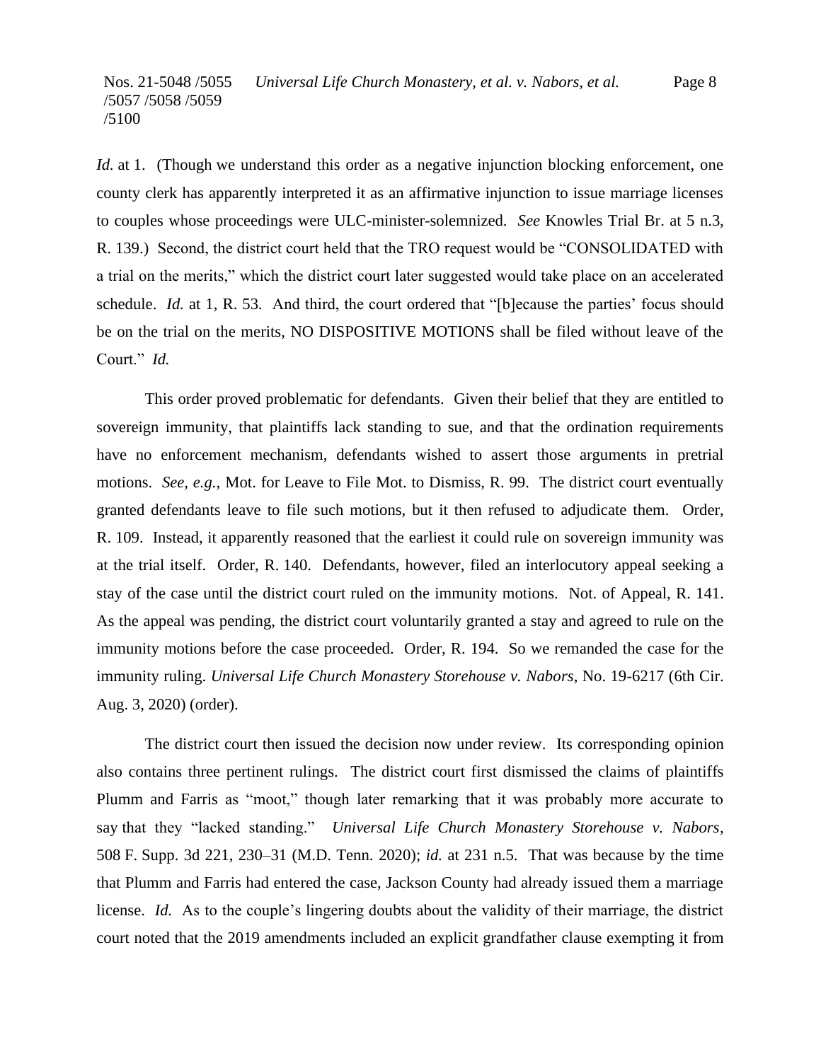*Id.* at 1. (Though we understand this order as a negative injunction blocking enforcement, one county clerk has apparently interpreted it as an affirmative injunction to issue marriage licenses to couples whose proceedings were ULC-minister-solemnized. *See* Knowles Trial Br. at 5 n.3, R. 139.) Second, the district court held that the TRO request would be "CONSOLIDATED with a trial on the merits," which the district court later suggested would take place on an accelerated schedule. *Id.* at 1, R. 53. And third, the court ordered that "[b]ecause the parties' focus should be on the trial on the merits, NO DISPOSITIVE MOTIONS shall be filed without leave of the Court." *Id.*

This order proved problematic for defendants. Given their belief that they are entitled to sovereign immunity, that plaintiffs lack standing to sue, and that the ordination requirements have no enforcement mechanism, defendants wished to assert those arguments in pretrial motions. *See, e.g.*, Mot. for Leave to File Mot. to Dismiss, R. 99. The district court eventually granted defendants leave to file such motions, but it then refused to adjudicate them. Order, R. 109. Instead, it apparently reasoned that the earliest it could rule on sovereign immunity was at the trial itself. Order, R. 140. Defendants, however, filed an interlocutory appeal seeking a stay of the case until the district court ruled on the immunity motions. Not. of Appeal, R. 141. As the appeal was pending, the district court voluntarily granted a stay and agreed to rule on the immunity motions before the case proceeded. Order, R. 194. So we remanded the case for the immunity ruling. *Universal Life Church Monastery Storehouse v. Nabors*, No. 19-6217 (6th Cir. Aug. 3, 2020) (order).

The district court then issued the decision now under review. Its corresponding opinion also contains three pertinent rulings. The district court first dismissed the claims of plaintiffs Plumm and Farris as "moot," though later remarking that it was probably more accurate to say that they "lacked standing." *Universal Life Church Monastery Storehouse v. Nabors*, 508 F. Supp. 3d 221, 230–31 (M.D. Tenn. 2020); *id.* at 231 n.5. That was because by the time that Plumm and Farris had entered the case, Jackson County had already issued them a marriage license. *Id.* As to the couple's lingering doubts about the validity of their marriage, the district court noted that the 2019 amendments included an explicit grandfather clause exempting it from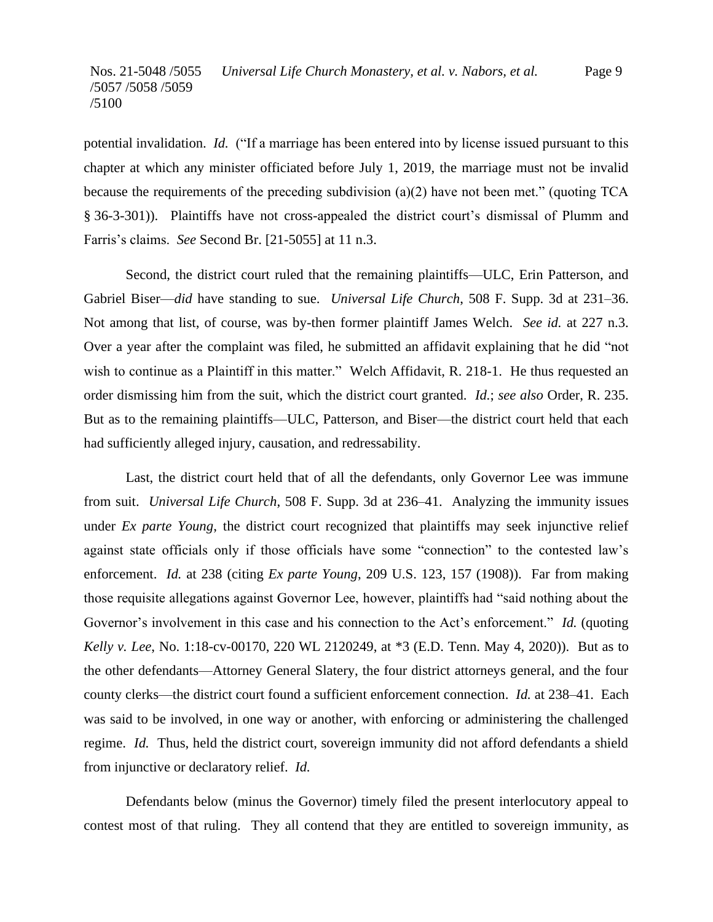potential invalidation. *Id.* ("If a marriage has been entered into by license issued pursuant to this chapter at which any minister officiated before July 1, 2019, the marriage must not be invalid because the requirements of the preceding subdivision (a)(2) have not been met." (quoting TCA § 36-3-301)). Plaintiffs have not cross-appealed the district court's dismissal of Plumm and Farris's claims. *See* Second Br. [21-5055] at 11 n.3.

Second, the district court ruled that the remaining plaintiffs—ULC, Erin Patterson, and Gabriel Biser—*did* have standing to sue. *Universal Life Church*, 508 F. Supp. 3d at 231–36. Not among that list, of course, was by-then former plaintiff James Welch. *See id.* at 227 n.3. Over a year after the complaint was filed, he submitted an affidavit explaining that he did "not wish to continue as a Plaintiff in this matter." Welch Affidavit, R. 218-1. He thus requested an order dismissing him from the suit, which the district court granted. *Id.*; *see also* Order, R. 235. But as to the remaining plaintiffs—ULC, Patterson, and Biser—the district court held that each had sufficiently alleged injury, causation, and redressability.

Last, the district court held that of all the defendants, only Governor Lee was immune from suit. *Universal Life Church*, 508 F. Supp. 3d at 236–41. Analyzing the immunity issues under *Ex parte Young*, the district court recognized that plaintiffs may seek injunctive relief against state officials only if those officials have some "connection" to the contested law's enforcement. *Id.* at 238 (citing *Ex parte Young*, 209 U.S. 123, 157 (1908)). Far from making those requisite allegations against Governor Lee, however, plaintiffs had "said nothing about the Governor's involvement in this case and his connection to the Act's enforcement." *Id.* (quoting *Kelly v. Lee*, No. 1:18-cv-00170, 220 WL 2120249, at *3 (E.D. Tenn. May 4, 2020)). But as to the other defendants—Attorney General Slatery, the four district attorneys general, and the four county clerks—the district court found a sufficient enforcement connection. *Id.* at 238–41. Each was said to be involved, in one way or another, with enforcing or administering the challenged regime. *Id.* Thus, held the district court, sovereign immunity did not afford defendants a shield from injunctive or declaratory relief. *Id.*

Defendants below (minus the Governor) timely filed the present interlocutory appeal to contest most of that ruling. They all contend that they are entitled to sovereign immunity, as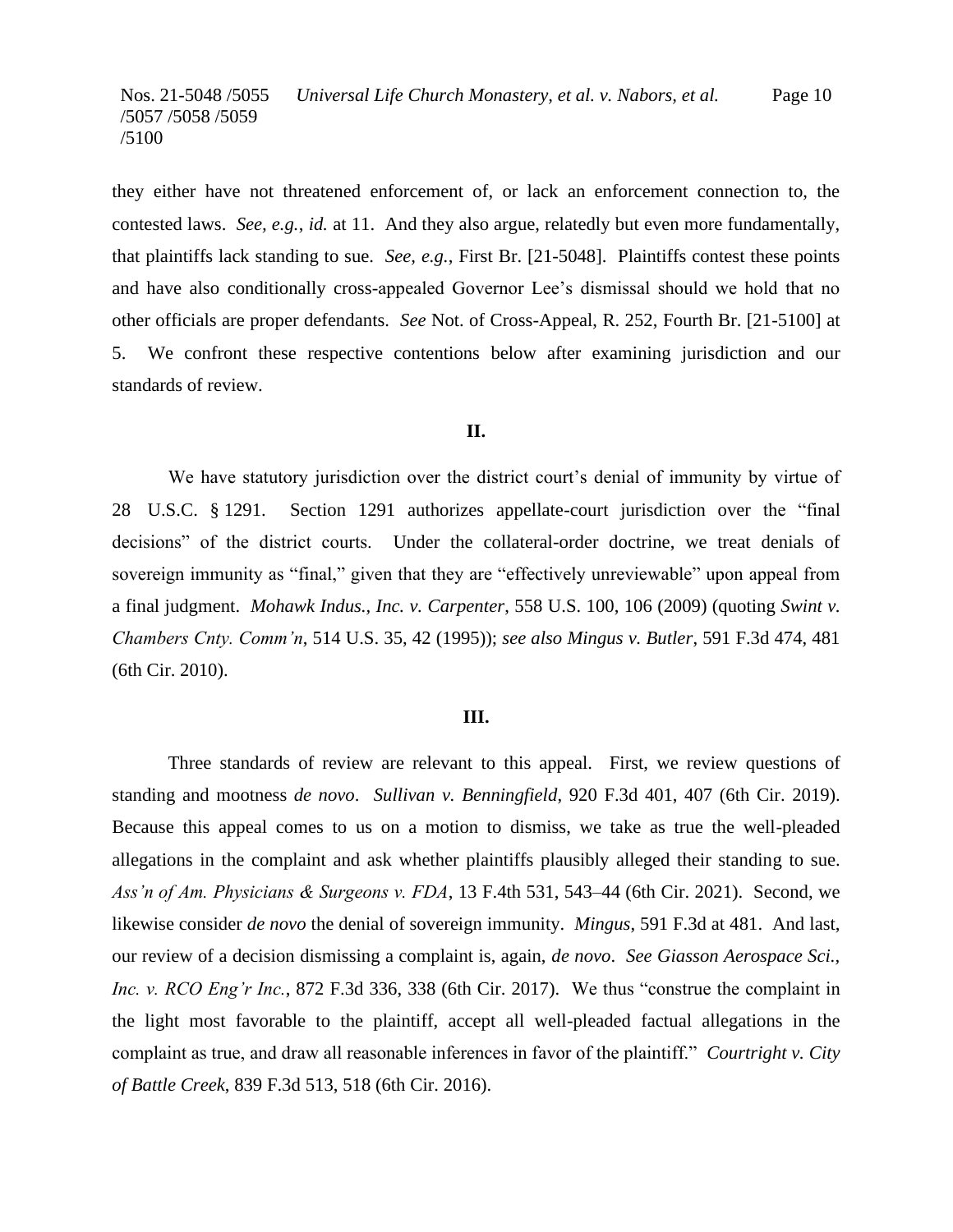they either have not threatened enforcement of, or lack an enforcement connection to, the contested laws. *See, e.g.*, *id.* at 11. And they also argue, relatedly but even more fundamentally, that plaintiffs lack standing to sue. *See, e.g.*, First Br. [21-5048]. Plaintiffs contest these points and have also conditionally cross-appealed Governor Lee's dismissal should we hold that no other officials are proper defendants. *See* Not. of Cross-Appeal, R. 252, Fourth Br. [21-5100] at 5. We confront these respective contentions below after examining jurisdiction and our standards of review.

## II.

We have statutory jurisdiction over the district court's denial of immunity by virtue of 28 U.S.C. § 1291. Section 1291 authorizes appellate-court jurisdiction over the "final decisions" of the district courts. Under the collateral-order doctrine, we treat denials of sovereign immunity as "final," given that they are "effectively unreviewable" upon appeal from a final judgment. *Mohawk Indus., Inc. v. Carpenter*, 558 U.S. 100, 106 (2009) (quoting *Swint v. Chambers Cnty. Comm'n*, 514 U.S. 35, 42 (1995)); *see also Mingus v. Butler*, 591 F.3d 474, 481 (6th Cir. 2010).

## III.

Three standards of review are relevant to this appeal. First, we review questions of standing and mootness *de novo*. *Sullivan v. Benningfield*, 920 F.3d 401, 407 (6th Cir. 2019). Because this appeal comes to us on a motion to dismiss, we take as true the well-pleaded allegations in the complaint and ask whether plaintiffs plausibly alleged their standing to sue. *Ass'n of Am. Physicians & Surgeons v. FDA*, 13 F.4th 531, 543–44 (6th Cir. 2021). Second, we likewise consider *de novo* the denial of sovereign immunity. *Mingus*, 591 F.3d at 481. And last, our review of a decision dismissing a complaint is, again, *de novo*. *See Giasson Aerospace Sci., Inc. v. RCO Eng'r Inc.*, 872 F.3d 336, 338 (6th Cir. 2017). We thus "construe the complaint in the light most favorable to the plaintiff, accept all well-pleaded factual allegations in the complaint as true, and draw all reasonable inferences in favor of the plaintiff." *Courtright v. City of Battle Creek*, 839 F.3d 513, 518 (6th Cir. 2016).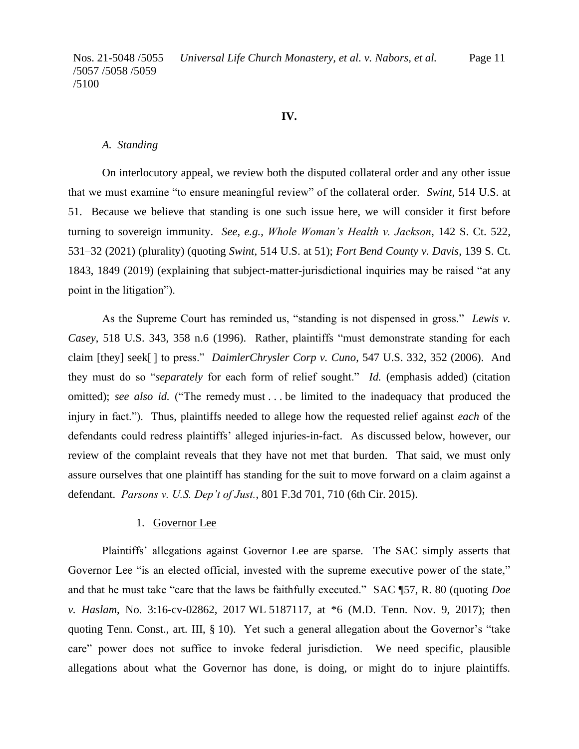## IV.

### *A. Standing*

On interlocutory appeal, we review both the disputed collateral order and any other issue that we must examine "to ensure meaningful review" of the collateral order. *Swint*, 514 U.S. at 51. Because we believe that standing is one such issue here, we will consider it first before turning to sovereign immunity. *See, e.g.*, *Whole Woman's Health v. Jackson*, 142 S. Ct. 522, 531–32 (2021) (plurality) (quoting *Swint*, 514 U.S. at 51); *Fort Bend County v. Davis*, 139 S. Ct. 1843, 1849 (2019) (explaining that subject-matter-jurisdictional inquiries may be raised "at any point in the litigation").

As the Supreme Court has reminded us, "standing is not dispensed in gross." *Lewis v. Casey*, 518 U.S. 343, 358 n.6 (1996). Rather, plaintiffs "must demonstrate standing for each claim [they] seek[ ] to press." *DaimlerChrysler Corp v. Cuno*, 547 U.S. 332, 352 (2006). And they must do so "*separately* for each form of relief sought." *Id.* (emphasis added) (citation omitted); *see also id.* ("The remedy must . . . be limited to the inadequacy that produced the injury in fact."). Thus, plaintiffs needed to allege how the requested relief against *each* of the defendants could redress plaintiffs' alleged injuries-in-fact. As discussed below, however, our review of the complaint reveals that they have not met that burden. That said, we must only assure ourselves that one plaintiff has standing for the suit to move forward on a claim against a defendant. *Parsons v. U.S. Dep't of Just.*, 801 F.3d 701, 710 (6th Cir. 2015).

#### 1. Governor Lee

Plaintiffs' allegations against Governor Lee are sparse. The SAC simply asserts that Governor Lee "is an elected official, invested with the supreme executive power of the state," and that he must take "care that the laws be faithfully executed." SAC ¶57, R. 80 (quoting *Doe v. Haslam*, No. 3:16-cv-02862, 2017 WL 5187117, at *6 (M.D. Tenn. Nov. 9, 2017); then quoting Tenn. Const., art. III, § 10). Yet such a general allegation about the Governor's "take care" power does not suffice to invoke federal jurisdiction. We need specific, plausible allegations about what the Governor has done, is doing, or might do to injure plaintiffs.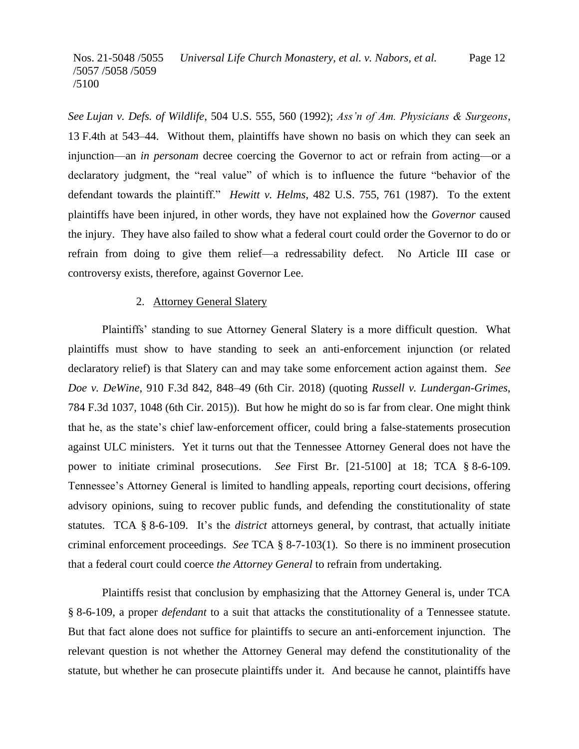*See Lujan v. Defs. of Wildlife*, 504 U.S. 555, 560 (1992); *Ass'n of Am. Physicians & Surgeons*, 13 F.4th at 543–44. Without them, plaintiffs have shown no basis on which they can seek an injunction—an *in personam* decree coercing the Governor to act or refrain from acting—or a declaratory judgment, the "real value" of which is to influence the future "behavior of the defendant towards the plaintiff." *Hewitt v. Helms*, 482 U.S. 755, 761 (1987). To the extent plaintiffs have been injured, in other words, they have not explained how the *Governor* caused the injury. They have also failed to show what a federal court could order the Governor to do or refrain from doing to give them relief—a redressability defect. No Article III case or controversy exists, therefore, against Governor Lee.

2. Attorney General Slatery

Plaintiffs' standing to sue Attorney General Slatery is a more difficult question. What plaintiffs must show to have standing to seek an anti-enforcement injunction (or related declaratory relief) is that Slatery can and may take some enforcement action against them. *See Doe v. DeWine*, 910 F.3d 842, 848–49 (6th Cir. 2018) (quoting *Russell v. Lundergan-Grimes*, 784 F.3d 1037, 1048 (6th Cir. 2015)). But how he might do so is far from clear. One might think that he, as the state's chief law-enforcement officer, could bring a false-statements prosecution against ULC ministers. Yet it turns out that the Tennessee Attorney General does not have the power to initiate criminal prosecutions. *See* First Br. [21-5100] at 18; TCA § 8-6-109. Tennessee's Attorney General is limited to handling appeals, reporting court decisions, offering advisory opinions, suing to recover public funds, and defending the constitutionality of state statutes. TCA § 8-6-109. It's the *district* attorneys general, by contrast, that actually initiate criminal enforcement proceedings. *See* TCA § 8-7-103(1). So there is no imminent prosecution that a federal court could coerce *the Attorney General* to refrain from undertaking.

Plaintiffs resist that conclusion by emphasizing that the Attorney General is, under TCA § 8-6-109, a proper *defendant* to a suit that attacks the constitutionality of a Tennessee statute. But that fact alone does not suffice for plaintiffs to secure an anti-enforcement injunction. The relevant question is not whether the Attorney General may defend the constitutionality of the statute, but whether he can prosecute plaintiffs under it. And because he cannot, plaintiffs have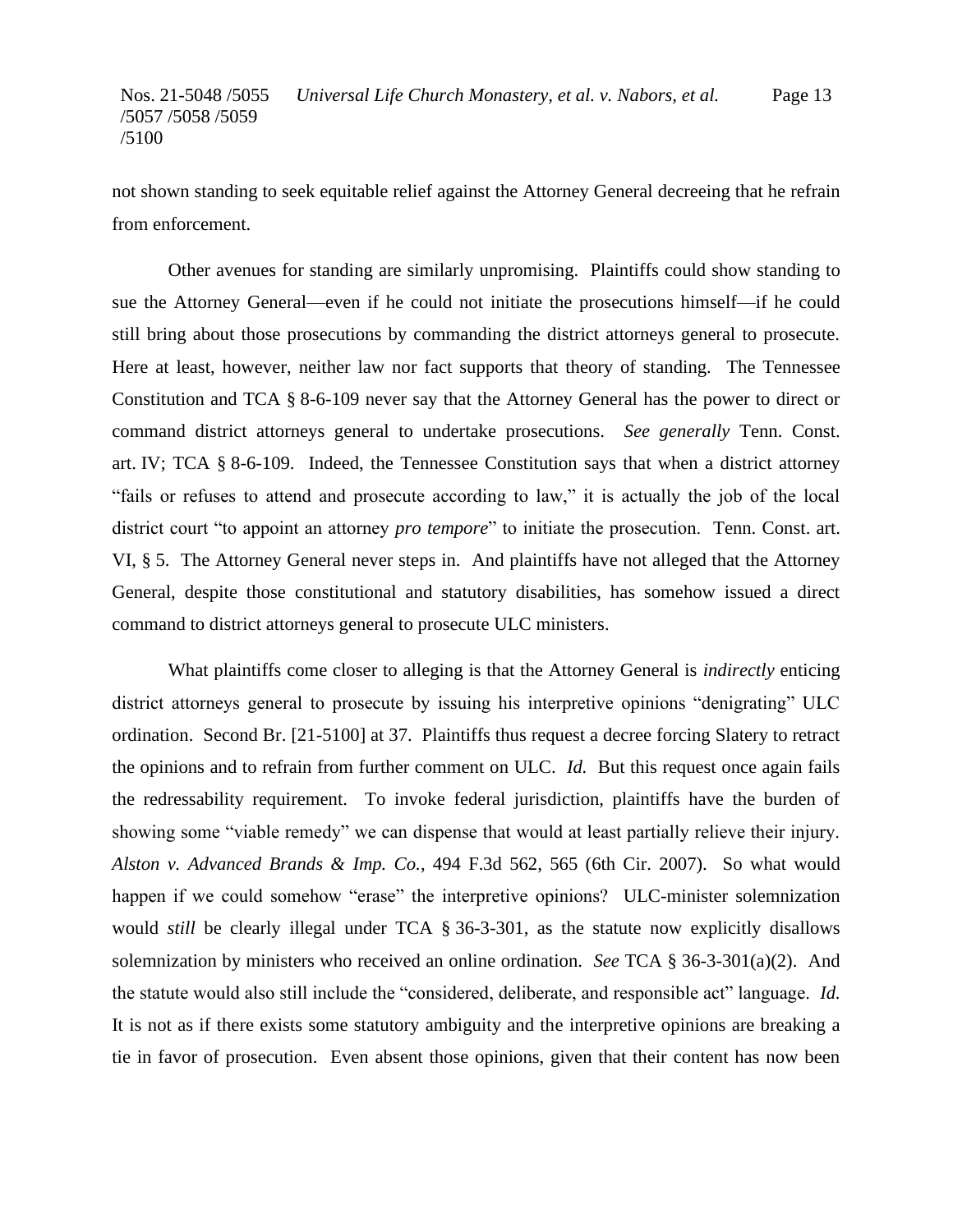not shown standing to seek equitable relief against the Attorney General decreeing that he refrain from enforcement.

Other avenues for standing are similarly unpromising. Plaintiffs could show standing to sue the Attorney General—even if he could not initiate the prosecutions himself—if he could still bring about those prosecutions by commanding the district attorneys general to prosecute. Here at least, however, neither law nor fact supports that theory of standing. The Tennessee Constitution and TCA § 8-6-109 never say that the Attorney General has the power to direct or command district attorneys general to undertake prosecutions. *See generally* Tenn. Const. art. IV; TCA § 8-6-109. Indeed, the Tennessee Constitution says that when a district attorney "fails or refuses to attend and prosecute according to law," it is actually the job of the local district court "to appoint an attorney *pro tempore*" to initiate the prosecution. Tenn. Const. art. VI, § 5. The Attorney General never steps in. And plaintiffs have not alleged that the Attorney General, despite those constitutional and statutory disabilities, has somehow issued a direct command to district attorneys general to prosecute ULC ministers.

What plaintiffs come closer to alleging is that the Attorney General is *indirectly* enticing district attorneys general to prosecute by issuing his interpretive opinions "denigrating" ULC ordination. Second Br. [21-5100] at 37. Plaintiffs thus request a decree forcing Slatery to retract the opinions and to refrain from further comment on ULC. *Id.* But this request once again fails the redressability requirement. To invoke federal jurisdiction, plaintiffs have the burden of showing some "viable remedy" we can dispense that would at least partially relieve their injury. *Alston v. Advanced Brands & Imp. Co.*, 494 F.3d 562, 565 (6th Cir. 2007). So what would happen if we could somehow "erase" the interpretive opinions? ULC-minister solemnization would *still* be clearly illegal under TCA § 36-3-301, as the statute now explicitly disallows solemnization by ministers who received an online ordination. *See* TCA § 36-3-301(a)(2). And the statute would also still include the "considered, deliberate, and responsible act" language. *Id.* It is not as if there exists some statutory ambiguity and the interpretive opinions are breaking a tie in favor of prosecution. Even absent those opinions, given that their content has now been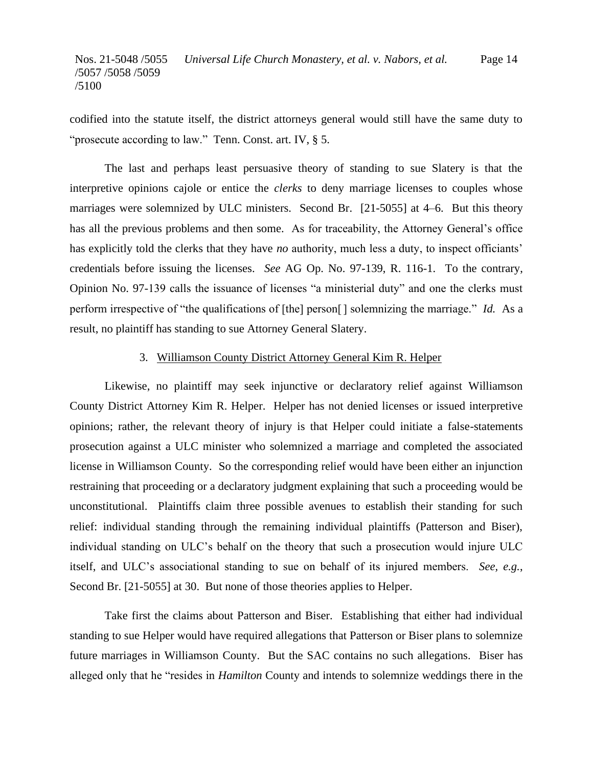codified into the statute itself, the district attorneys general would still have the same duty to "prosecute according to law." Tenn. Const. art. IV, § 5.

The last and perhaps least persuasive theory of standing to sue Slatery is that the interpretive opinions cajole or entice the *clerks* to deny marriage licenses to couples whose marriages were solemnized by ULC ministers. Second Br. [21-5055] at 4–6. But this theory has all the previous problems and then some. As for traceability, the Attorney General's office has explicitly told the clerks that they have *no* authority, much less a duty, to inspect officiants' credentials before issuing the licenses. *See* AG Op. No. 97-139, R. 116-1. To the contrary, Opinion No. 97-139 calls the issuance of licenses "a ministerial duty" and one the clerks must perform irrespective of "the qualifications of [the] person[ ] solemnizing the marriage." *Id.* As a result, no plaintiff has standing to sue Attorney General Slatery.

### 3. Williamson County District Attorney General Kim R. Helper

Likewise, no plaintiff may seek injunctive or declaratory relief against Williamson County District Attorney Kim R. Helper. Helper has not denied licenses or issued interpretive opinions; rather, the relevant theory of injury is that Helper could initiate a false-statements prosecution against a ULC minister who solemnized a marriage and completed the associated license in Williamson County. So the corresponding relief would have been either an injunction restraining that proceeding or a declaratory judgment explaining that such a proceeding would be unconstitutional. Plaintiffs claim three possible avenues to establish their standing for such relief: individual standing through the remaining individual plaintiffs (Patterson and Biser), individual standing on ULC's behalf on the theory that such a prosecution would injure ULC itself, and ULC's associational standing to sue on behalf of its injured members. *See, e.g.*, Second Br. [21-5055] at 30. But none of those theories applies to Helper.

Take first the claims about Patterson and Biser. Establishing that either had individual standing to sue Helper would have required allegations that Patterson or Biser plans to solemnize future marriages in Williamson County. But the SAC contains no such allegations. Biser has alleged only that he "resides in *Hamilton* County and intends to solemnize weddings there in the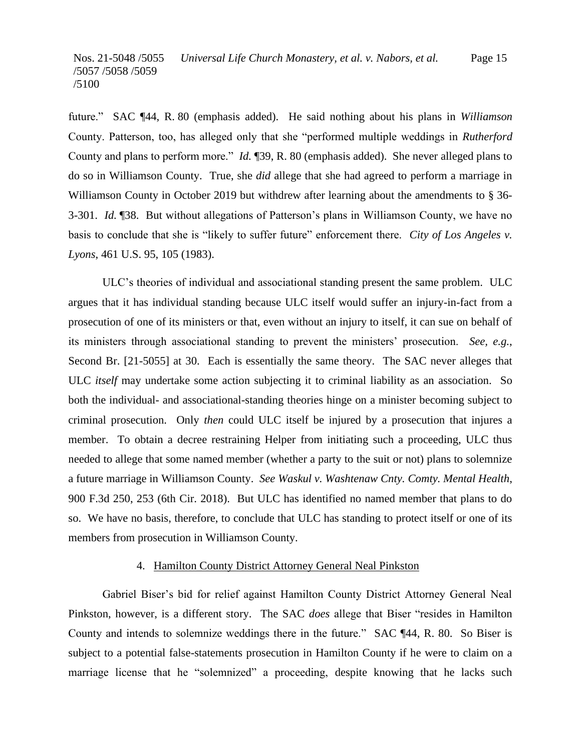future." SAC ¶44, R. 80 (emphasis added). He said nothing about his plans in *Williamson* County. Patterson, too, has alleged only that she "performed multiple weddings in *Rutherford* County and plans to perform more." *Id.* ¶39, R. 80 (emphasis added). She never alleged plans to do so in Williamson County. True, she *did* allege that she had agreed to perform a marriage in Williamson County in October 2019 but withdrew after learning about the amendments to § 36-3-301. *Id.* ¶38. But without allegations of Patterson's plans in Williamson County, we have no basis to conclude that she is "likely to suffer future" enforcement there. *City of Los Angeles v. Lyons*, 461 U.S. 95, 105 (1983).

ULC's theories of individual and associational standing present the same problem. ULC argues that it has individual standing because ULC itself would suffer an injury-in-fact from a prosecution of one of its ministers or that, even without an injury to itself, it can sue on behalf of its ministers through associational standing to prevent the ministers' prosecution. *See, e.g.*, Second Br. [21-5055] at 30. Each is essentially the same theory. The SAC never alleges that ULC *itself* may undertake some action subjecting it to criminal liability as an association. So both the individual- and associational-standing theories hinge on a minister becoming subject to criminal prosecution. Only *then* could ULC itself be injured by a prosecution that injures a member. To obtain a decree restraining Helper from initiating such a proceeding, ULC thus needed to allege that some named member (whether a party to the suit or not) plans to solemnize a future marriage in Williamson County. *See Waskul v. Washtenaw Cnty. Comty. Mental Health*, 900 F.3d 250, 253 (6th Cir. 2018). But ULC has identified no named member that plans to do so. We have no basis, therefore, to conclude that ULC has standing to protect itself or one of its members from prosecution in Williamson County.

#### 4. Hamilton County District Attorney General Neal Pinkston

Gabriel Biser's bid for relief against Hamilton County District Attorney General Neal Pinkston, however, is a different story. The SAC *does* allege that Biser "resides in Hamilton County and intends to solemnize weddings there in the future." SAC ¶44, R. 80. So Biser is subject to a potential false-statements prosecution in Hamilton County if he were to claim on a marriage license that he "solemnized" a proceeding, despite knowing that he lacks such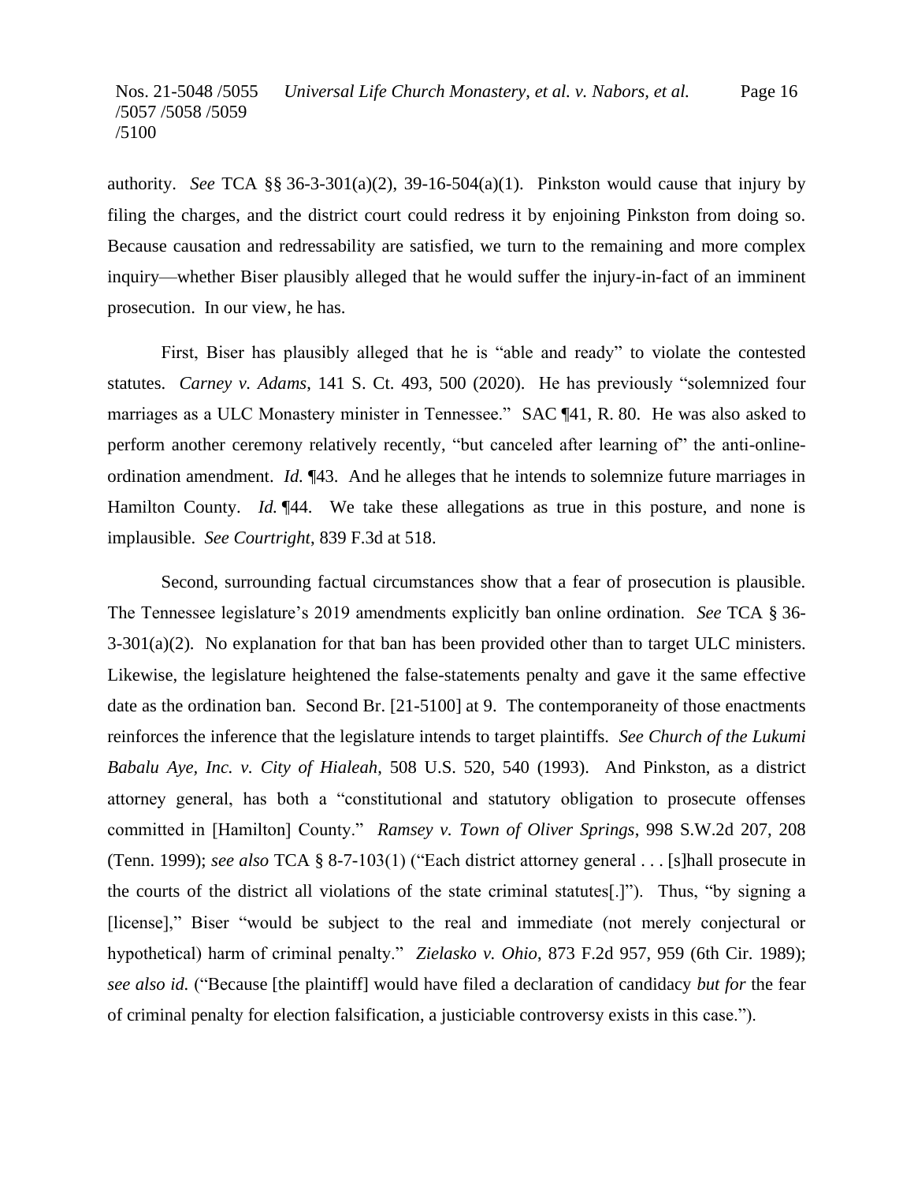authority. *See* TCA §§ 36-3-301(a)(2), 39-16-504(a)(1). Pinkston would cause that injury by filing the charges, and the district court could redress it by enjoining Pinkston from doing so. Because causation and redressability are satisfied, we turn to the remaining and more complex inquiry—whether Biser plausibly alleged that he would suffer the injury-in-fact of an imminent prosecution. In our view, he has.

First, Biser has plausibly alleged that he is "able and ready" to violate the contested statutes. *Carney v. Adams*, 141 S. Ct. 493, 500 (2020). He has previously "solemnized four marriages as a ULC Monastery minister in Tennessee." SAC ¶41, R. 80. He was also asked to perform another ceremony relatively recently, "but canceled after learning of" the anti-online-ordination amendment. *Id.* ¶43. And he alleges that he intends to solemnize future marriages in Hamilton County. *Id.* ¶44. We take these allegations as true in this posture, and none is implausible. *See Courtright*, 839 F.3d at 518.

Second, surrounding factual circumstances show that a fear of prosecution is plausible. The Tennessee legislature's 2019 amendments explicitly ban online ordination. *See* TCA § 36-3-301(a)(2). No explanation for that ban has been provided other than to target ULC ministers. Likewise, the legislature heightened the false-statements penalty and gave it the same effective date as the ordination ban. Second Br. [21-5100] at 9. The contemporaneity of those enactments reinforces the inference that the legislature intends to target plaintiffs. *See Church of the Lukumi Babalu Aye, Inc. v. City of Hialeah*, 508 U.S. 520, 540 (1993). And Pinkston, as a district attorney general, has both a "constitutional and statutory obligation to prosecute offenses committed in [Hamilton] County." *Ramsey v. Town of Oliver Springs*, 998 S.W.2d 207, 208 (Tenn. 1999); *see also* TCA § 8-7-103(1) ("Each district attorney general . . . [s]hall prosecute in the courts of the district all violations of the state criminal statutes[.]"). Thus, "by signing a [license]," Biser "would be subject to the real and immediate (not merely conjectural or hypothetical) harm of criminal penalty." *Zielasko v. Ohio*, 873 F.2d 957, 959 (6th Cir. 1989); *see also id.* ("Because [the plaintiff] would have filed a declaration of candidacy *but for* the fear of criminal penalty for election falsification, a justiciable controversy exists in this case.").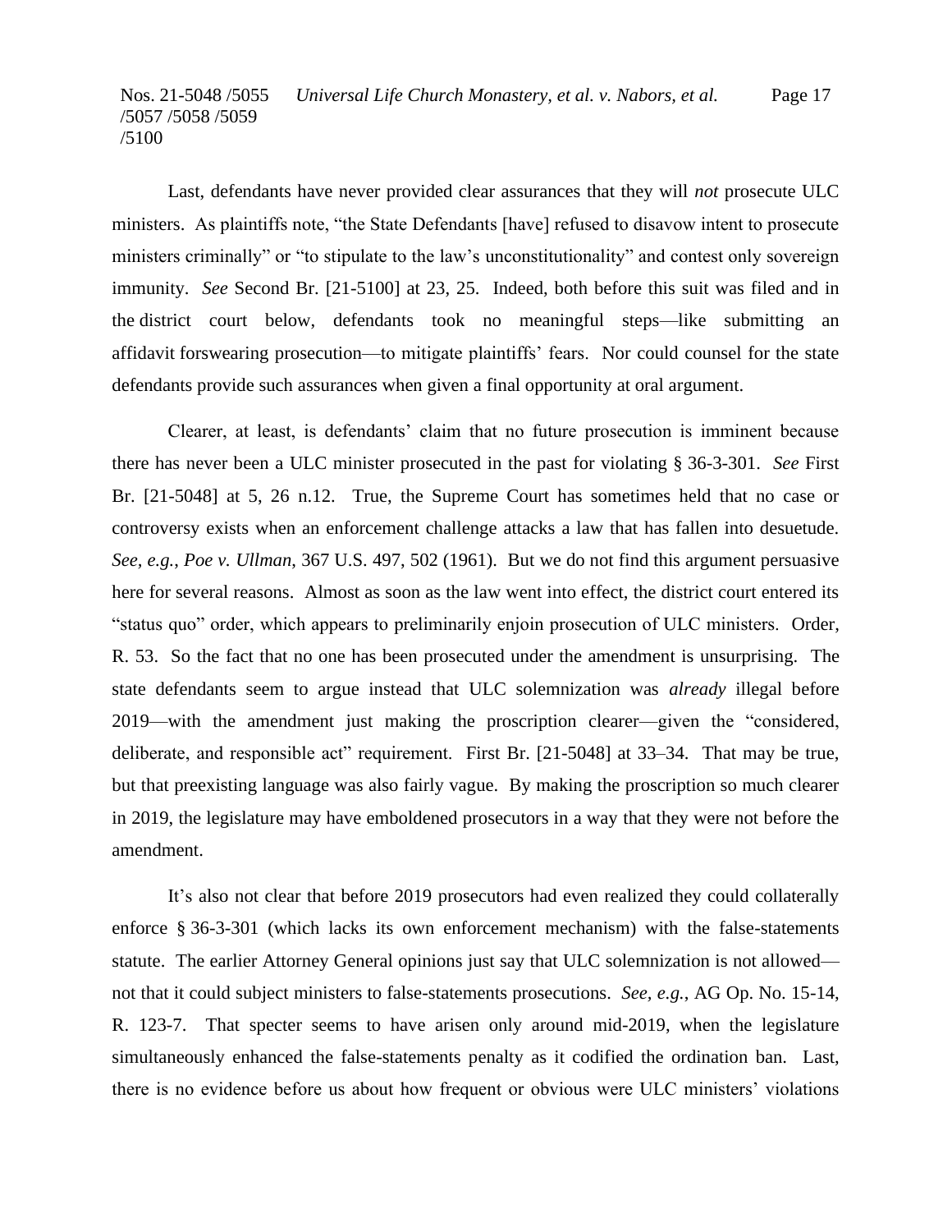Last, defendants have never provided clear assurances that they will *not* prosecute ULC ministers. As plaintiffs note, "the State Defendants [have] refused to disavow intent to prosecute ministers criminally" or "to stipulate to the law's unconstitutionality" and contest only sovereign immunity. *See* Second Br. [21-5100] at 23, 25. Indeed, both before this suit was filed and in the district court below, defendants took no meaningful steps—like submitting an affidavit forswearing prosecution—to mitigate plaintiffs' fears. Nor could counsel for the state defendants provide such assurances when given a final opportunity at oral argument.

Clearer, at least, is defendants' claim that no future prosecution is imminent because there has never been a ULC minister prosecuted in the past for violating § 36-3-301. *See* First Br. [21-5048] at 5, 26 n.12. True, the Supreme Court has sometimes held that no case or controversy exists when an enforcement challenge attacks a law that has fallen into desuetude. *See, e.g.*, *Poe v. Ullman*, 367 U.S. 497, 502 (1961). But we do not find this argument persuasive here for several reasons. Almost as soon as the law went into effect, the district court entered its "status quo" order, which appears to preliminarily enjoin prosecution of ULC ministers. Order, R. 53. So the fact that no one has been prosecuted under the amendment is unsurprising. The state defendants seem to argue instead that ULC solemnization was *already* illegal before 2019—with the amendment just making the proscription clearer—given the "considered, deliberate, and responsible act" requirement. First Br. [21-5048] at 33–34. That may be true, but that preexisting language was also fairly vague. By making the proscription so much clearer in 2019, the legislature may have emboldened prosecutors in a way that they were not before the amendment.

It's also not clear that before 2019 prosecutors had even realized they could collaterally enforce § 36-3-301 (which lacks its own enforcement mechanism) with the false-statements statute. The earlier Attorney General opinions just say that ULC solemnization is not allowed—not that it could subject ministers to false-statements prosecutions. *See, e.g.*, AG Op. No. 15-14, R. 123-7. That specter seems to have arisen only around mid-2019, when the legislature simultaneously enhanced the false-statements penalty as it codified the ordination ban. Last, there is no evidence before us about how frequent or obvious were ULC ministers' violations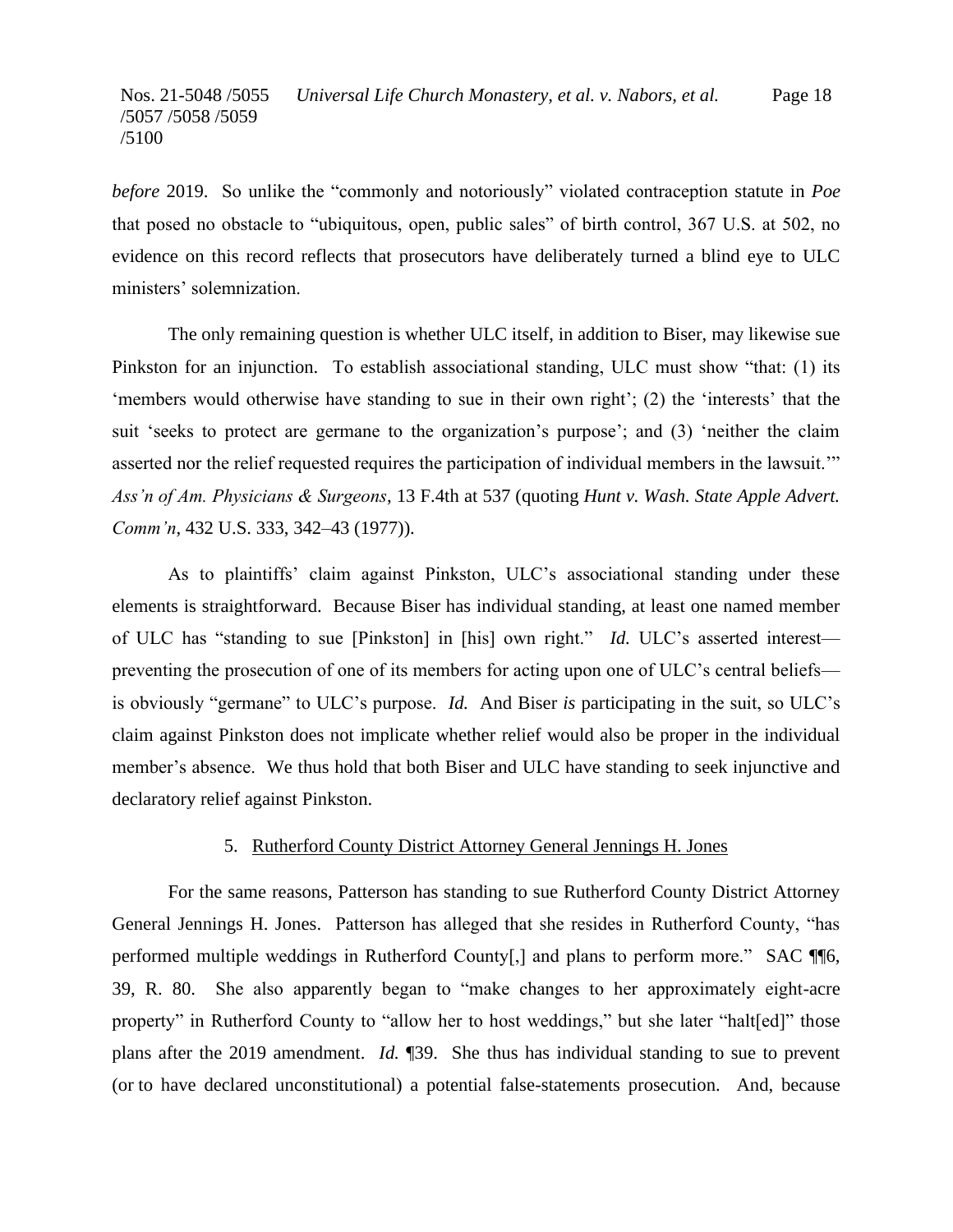*before* 2019. So unlike the "commonly and notoriously" violated contraception statute in *Poe* that posed no obstacle to "ubiquitous, open, public sales" of birth control, 367 U.S. at 502, no evidence on this record reflects that prosecutors have deliberately turned a blind eye to ULC ministers' solemnization.

The only remaining question is whether ULC itself, in addition to Biser, may likewise sue Pinkston for an injunction. To establish associational standing, ULC must show "that: (1) its 'members would otherwise have standing to sue in their own right'; (2) the 'interests' that the suit 'seeks to protect are germane to the organization's purpose'; and (3) 'neither the claim asserted nor the relief requested requires the participation of individual members in the lawsuit.'" *Ass'n of Am. Physicians & Surgeons*, 13 F.4th at 537 (quoting *Hunt v. Wash. State Apple Advert. Comm'n*, 432 U.S. 333, 342–43 (1977)).

As to plaintiffs' claim against Pinkston, ULC's associational standing under these elements is straightforward. Because Biser has individual standing, at least one named member of ULC has "standing to sue [Pinkston] in [his] own right." *Id.* ULC's asserted interest—preventing the prosecution of one of its members for acting upon one of ULC's central beliefs—is obviously "germane" to ULC's purpose. *Id.* And Biser *is* participating in the suit, so ULC's claim against Pinkston does not implicate whether relief would also be proper in the individual member's absence. We thus hold that both Biser and ULC have standing to seek injunctive and declaratory relief against Pinkston.

5. Rutherford County District Attorney General Jennings H. Jones

For the same reasons, Patterson has standing to sue Rutherford County District Attorney General Jennings H. Jones. Patterson has alleged that she resides in Rutherford County, "has performed multiple weddings in Rutherford County[,] and plans to perform more." SAC ¶¶6, 39, R. 80. She also apparently began to "make changes to her approximately eight-acre property" in Rutherford County to "allow her to host weddings," but she later "halt[ed]" those plans after the 2019 amendment. *Id.* ¶39. She thus has individual standing to sue to prevent (or to have declared unconstitutional) a potential false-statements prosecution. And, because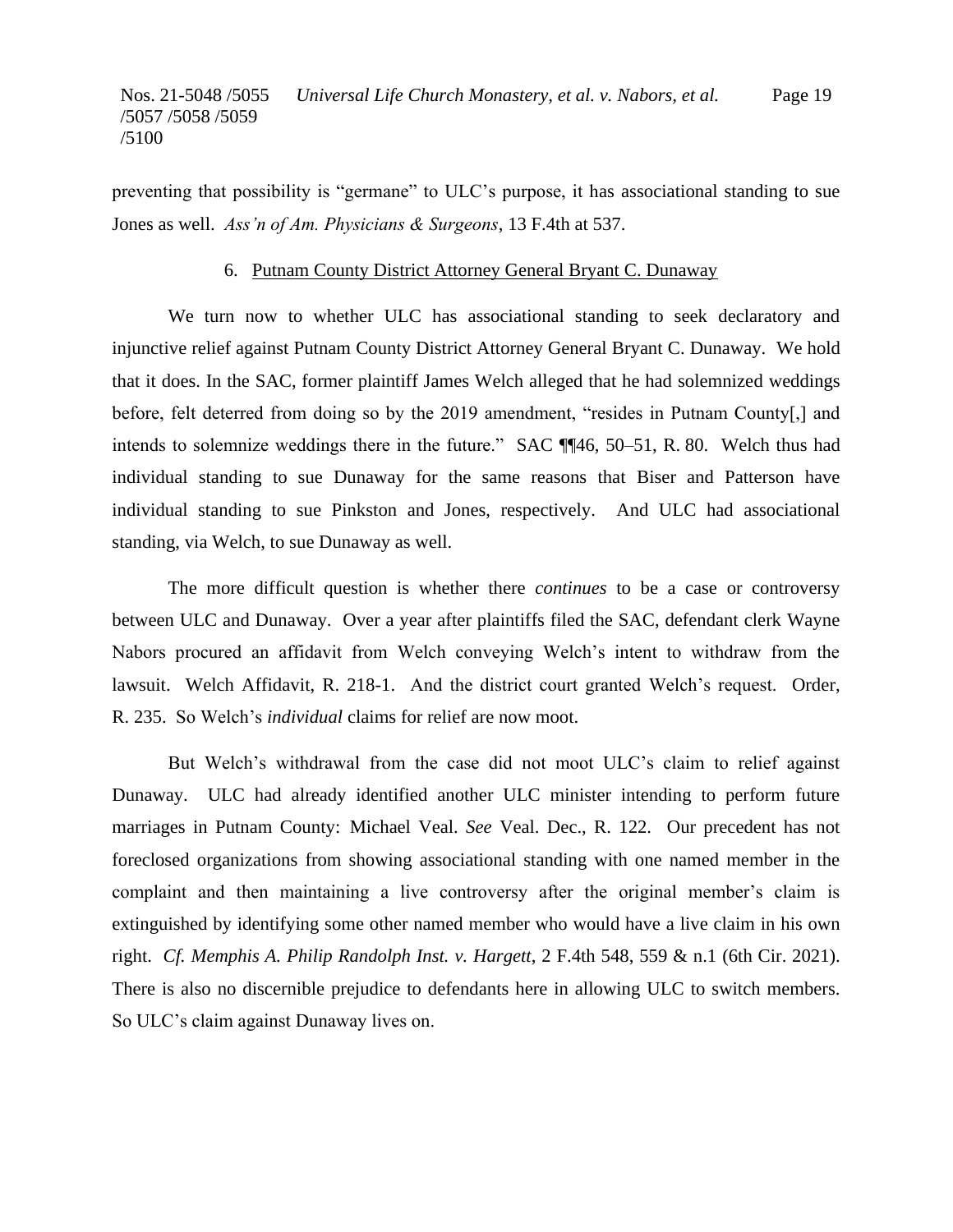preventing that possibility is "germane" to ULC's purpose, it has associational standing to sue Jones as well. *Ass'n of Am. Physicians & Surgeons*, 13 F.4th at 537.

### 6. Putnam County District Attorney General Bryant C. Dunaway

We turn now to whether ULC has associational standing to seek declaratory and injunctive relief against Putnam County District Attorney General Bryant C. Dunaway. We hold that it does. In the SAC, former plaintiff James Welch alleged that he had solemnized weddings before, felt deterred from doing so by the 2019 amendment, "resides in Putnam County[,] and intends to solemnize weddings there in the future." SAC ¶¶46, 50–51, R. 80. Welch thus had individual standing to sue Dunaway for the same reasons that Biser and Patterson have individual standing to sue Pinkston and Jones, respectively. And ULC had associational standing, via Welch, to sue Dunaway as well.

The more difficult question is whether there *continues* to be a case or controversy between ULC and Dunaway. Over a year after plaintiffs filed the SAC, defendant clerk Wayne Nabors procured an affidavit from Welch conveying Welch's intent to withdraw from the lawsuit. Welch Affidavit, R. 218-1. And the district court granted Welch's request. Order, R. 235. So Welch's *individual* claims for relief are now moot.

But Welch's withdrawal from the case did not moot ULC's claim to relief against Dunaway. ULC had already identified another ULC minister intending to perform future marriages in Putnam County: Michael Veal. *See* Veal. Dec., R. 122. Our precedent has not foreclosed organizations from showing associational standing with one named member in the complaint and then maintaining a live controversy after the original member's claim is extinguished by identifying some other named member who would have a live claim in his own right. *Cf. Memphis A. Philip Randolph Inst. v. Hargett*, 2 F.4th 548, 559 & n.1 (6th Cir. 2021). There is also no discernible prejudice to defendants here in allowing ULC to switch members. So ULC's claim against Dunaway lives on.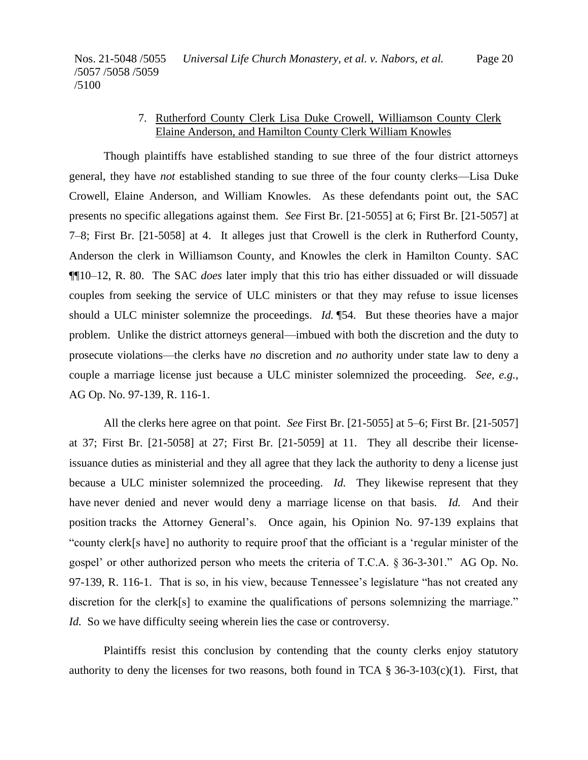7. <u>Rutherford County Clerk Lisa Duke Crowell, Williamson County Clerk Elaine Anderson, and Hamilton County Clerk William Knowles</u>

Though plaintiffs have established standing to sue three of the four district attorneys general, they have *not* established standing to sue three of the four county clerks—Lisa Duke Crowell, Elaine Anderson, and William Knowles. As these defendants point out, the SAC presents no specific allegations against them. *See* First Br. [21-5055] at 6; First Br. [21-5057] at 7–8; First Br. [21-5058] at 4. It alleges just that Crowell is the clerk in Rutherford County, Anderson the clerk in Williamson County, and Knowles the clerk in Hamilton County. SAC ¶¶10–12, R. 80. The SAC *does* later imply that this trio has either dissuaded or will dissuade couples from seeking the service of ULC ministers or that they may refuse to issue licenses should a ULC minister solemnize the proceedings. *Id.* ¶54. But these theories have a major problem. Unlike the district attorneys general—imbued with both the discretion and the duty to prosecute violations—the clerks have *no* discretion and *no* authority under state law to deny a couple a marriage license just because a ULC minister solemnized the proceeding. *See, e.g.*, AG Op. No. 97-139, R. 116-1.

All the clerks here agree on that point. *See* First Br. [21-5055] at 5–6; First Br. [21-5057] at 37; First Br. [21-5058] at 27; First Br. [21-5059] at 11. They all describe their license-issuance duties as ministerial and they all agree that they lack the authority to deny a license just because a ULC minister solemnized the proceeding. *Id.* They likewise represent that they have never denied and never would deny a marriage license on that basis. *Id.* And their position tracks the Attorney General's. Once again, his Opinion No. 97-139 explains that "county clerk[s have] no authority to require proof that the officiant is a 'regular minister of the gospel' or other authorized person who meets the criteria of T.C.A. § 36-3-301." AG Op. No. 97-139, R. 116-1. That is so, in his view, because Tennessee's legislature "has not created any discretion for the clerk[s] to examine the qualifications of persons solemnizing the marriage." *Id.* So we have difficulty seeing wherein lies the case or controversy.

Plaintiffs resist this conclusion by contending that the county clerks enjoy statutory authority to deny the licenses for two reasons, both found in TCA § 36-3-103(c)(1). First, that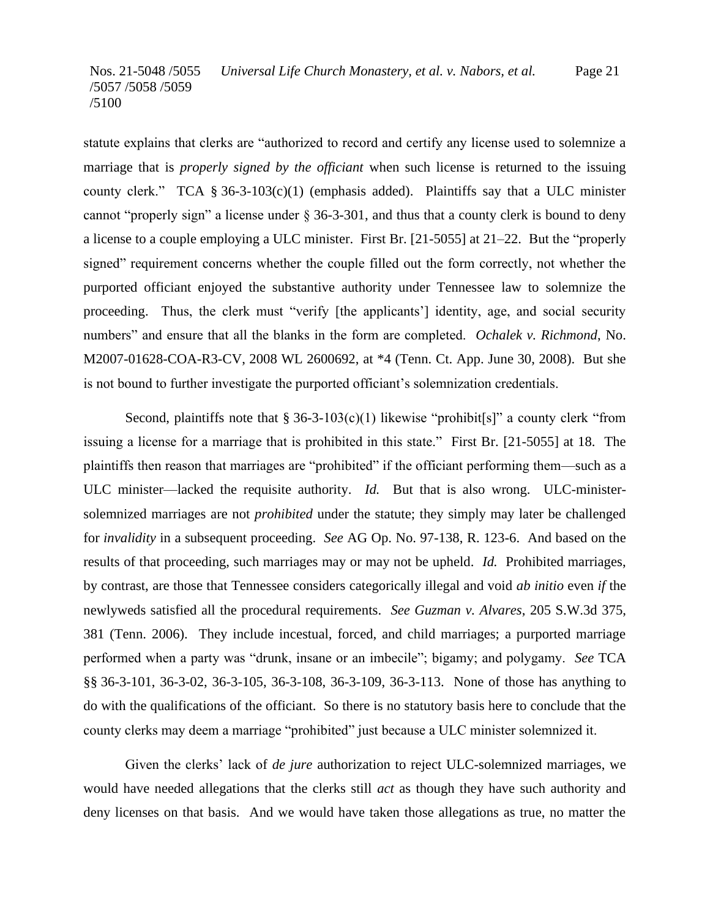statute explains that clerks are "authorized to record and certify any license used to solemnize a marriage that is *properly signed by the officiant* when such license is returned to the issuing county clerk." TCA § 36-3-103(c)(1) (emphasis added). Plaintiffs say that a ULC minister cannot "properly sign" a license under § 36-3-301, and thus that a county clerk is bound to deny a license to a couple employing a ULC minister. First Br. [21-5055] at 21–22. But the "properly signed" requirement concerns whether the couple filled out the form correctly, not whether the purported officiant enjoyed the substantive authority under Tennessee law to solemnize the proceeding. Thus, the clerk must "verify [the applicants'] identity, age, and social security numbers" and ensure that all the blanks in the form are completed. *Ochalek v. Richmond*, No. M2007-01628-COA-R3-CV, 2008 WL 2600692, at *4 (Tenn. Ct. App. June 30, 2008). But she is not bound to further investigate the purported officiant's solemnization credentials.

Second, plaintiffs note that § 36-3-103(c)(1) likewise "prohibit[s]" a county clerk "from issuing a license for a marriage that is prohibited in this state." First Br. [21-5055] at 18. The plaintiffs then reason that marriages are "prohibited" if the officiant performing them—such as a ULC minister—lacked the requisite authority. *Id.* But that is also wrong. ULC-minister-solemnized marriages are not *prohibited* under the statute; they simply may later be challenged for *invalidity* in a subsequent proceeding. *See* AG Op. No. 97-138, R. 123-6. And based on the results of that proceeding, such marriages may or may not be upheld. *Id.* Prohibited marriages, by contrast, are those that Tennessee considers categorically illegal and void *ab initio* even *if* the newlyweds satisfied all the procedural requirements. *See Guzman v. Alvares*, 205 S.W.3d 375, 381 (Tenn. 2006). They include incestual, forced, and child marriages; a purported marriage performed when a party was "drunk, insane or an imbecile"; bigamy; and polygamy. *See* TCA §§ 36-3-101, 36-3-02, 36-3-105, 36-3-108, 36-3-109, 36-3-113. None of those has anything to do with the qualifications of the officiant. So there is no statutory basis here to conclude that the county clerks may deem a marriage "prohibited" just because a ULC minister solemnized it.

Given the clerks' lack of *de jure* authorization to reject ULC-solemnized marriages, we would have needed allegations that the clerks still *act* as though they have such authority and deny licenses on that basis. And we would have taken those allegations as true, no matter the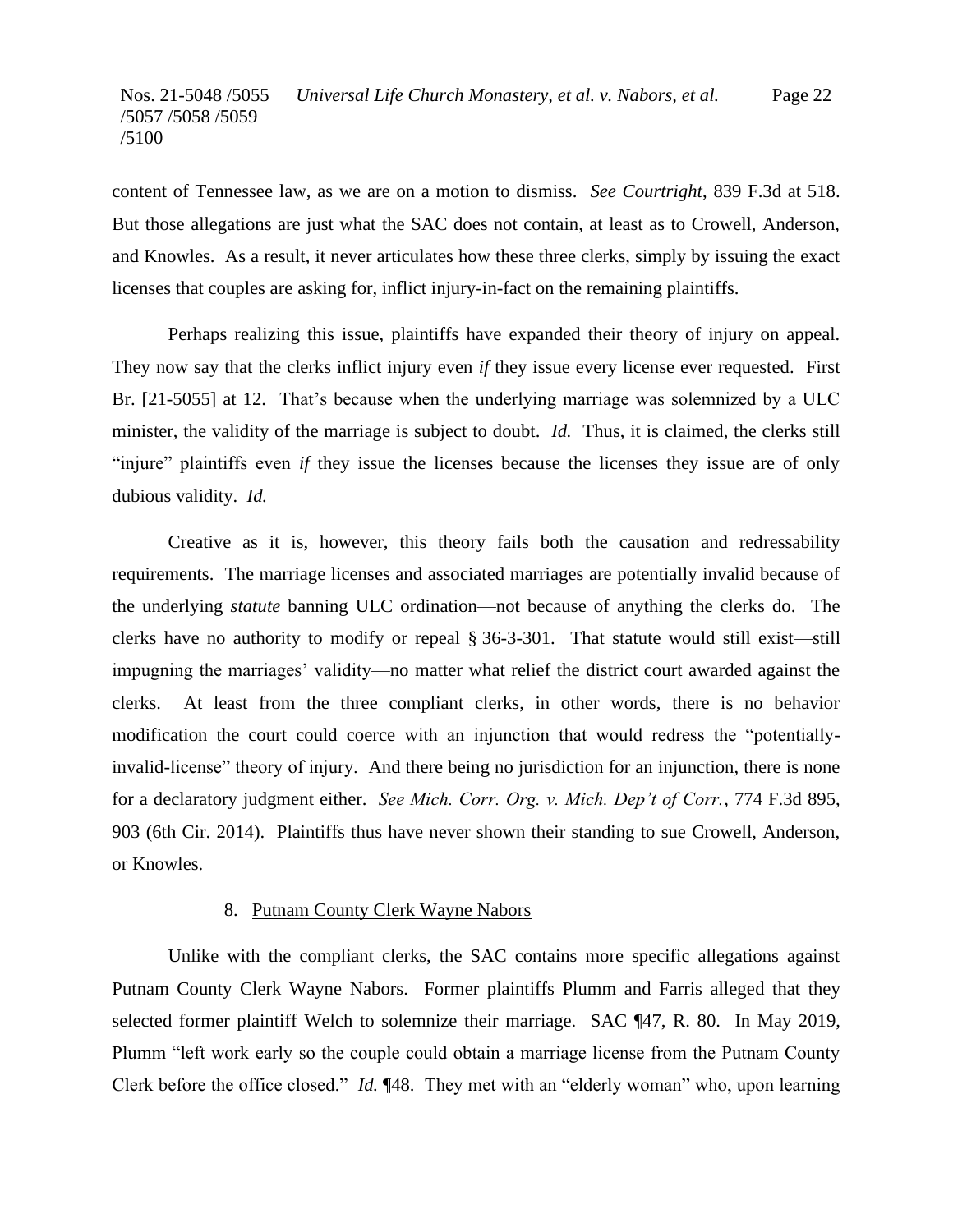content of Tennessee law, as we are on a motion to dismiss. *See Courtright*, 839 F.3d at 518. But those allegations are just what the SAC does not contain, at least as to Crowell, Anderson, and Knowles. As a result, it never articulates how these three clerks, simply by issuing the exact licenses that couples are asking for, inflict injury-in-fact on the remaining plaintiffs.

Perhaps realizing this issue, plaintiffs have expanded their theory of injury on appeal. They now say that the clerks inflict injury even *if* they issue every license ever requested. First Br. [21-5055] at 12. That's because when the underlying marriage was solemnized by a ULC minister, the validity of the marriage is subject to doubt. *Id.* Thus, it is claimed, the clerks still "injure" plaintiffs even *if* they issue the licenses because the licenses they issue are of only dubious validity. *Id.*

Creative as it is, however, this theory fails both the causation and redressability requirements. The marriage licenses and associated marriages are potentially invalid because of the underlying *statute* banning ULC ordination—not because of anything the clerks do. The clerks have no authority to modify or repeal § 36-3-301. That statute would still exist—still impugning the marriages' validity—no matter what relief the district court awarded against the clerks. At least from the three compliant clerks, in other words, there is no behavior modification the court could coerce with an injunction that would redress the "potentially-invalid-license" theory of injury. And there being no jurisdiction for an injunction, there is none for a declaratory judgment either. *See Mich. Corr. Org. v. Mich. Dep't of Corr.*, 774 F.3d 895, 903 (6th Cir. 2014). Plaintiffs thus have never shown their standing to sue Crowell, Anderson, or Knowles.

8. Putnam County Clerk Wayne Nabors

Unlike with the compliant clerks, the SAC contains more specific allegations against Putnam County Clerk Wayne Nabors. Former plaintiffs Plumm and Farris alleged that they selected former plaintiff Welch to solemnize their marriage. SAC ¶47, R. 80. In May 2019, Plumm "left work early so the couple could obtain a marriage license from the Putnam County Clerk before the office closed." *Id.* ¶48. They met with an "elderly woman" who, upon learning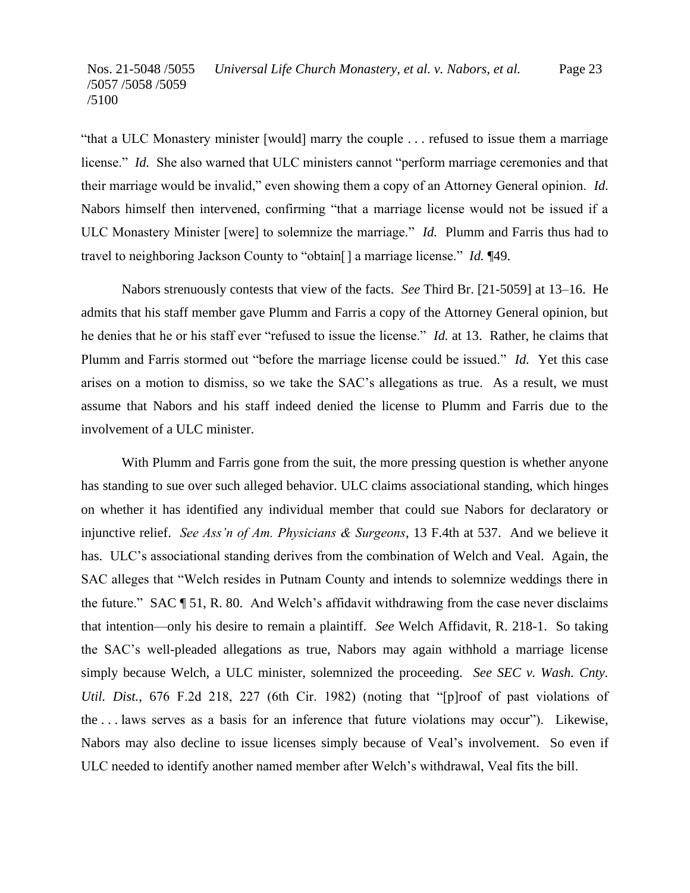"that a ULC Monastery minister [would] marry the couple . . . refused to issue them a marriage license." *Id.* She also warned that ULC ministers cannot "perform marriage ceremonies and that their marriage would be invalid," even showing them a copy of an Attorney General opinion. *Id.* Nabors himself then intervened, confirming "that a marriage license would not be issued if a ULC Monastery Minister [were] to solemnize the marriage." *Id.* Plumm and Farris thus had to travel to neighboring Jackson County to "obtain[ ] a marriage license." *Id.* ¶49.

Nabors strenuously contests that view of the facts. *See* Third Br. [21-5059] at 13–16. He admits that his staff member gave Plumm and Farris a copy of the Attorney General opinion, but he denies that he or his staff ever "refused to issue the license." *Id.* at 13. Rather, he claims that Plumm and Farris stormed out "before the marriage license could be issued." *Id.* Yet this case arises on a motion to dismiss, so we take the SAC's allegations as true. As a result, we must assume that Nabors and his staff indeed denied the license to Plumm and Farris due to the involvement of a ULC minister.

With Plumm and Farris gone from the suit, the more pressing question is whether anyone has standing to sue over such alleged behavior. ULC claims associational standing, which hinges on whether it has identified any individual member that could sue Nabors for declaratory or injunctive relief. *See Ass'n of Am. Physicians & Surgeons*, 13 F.4th at 537. And we believe it has. ULC's associational standing derives from the combination of Welch and Veal. Again, the SAC alleges that "Welch resides in Putnam County and intends to solemnize weddings there in the future." SAC ¶ 51, R. 80. And Welch's affidavit withdrawing from the case never disclaims that intention—only his desire to remain a plaintiff. *See* Welch Affidavit, R. 218-1. So taking the SAC's well-pleaded allegations as true, Nabors may again withhold a marriage license simply because Welch, a ULC minister, solemnized the proceeding. *See SEC v. Wash. Cnty. Util. Dist.*, 676 F.2d 218, 227 (6th Cir. 1982) (noting that "[p]roof of past violations of the . . . laws serves as a basis for an inference that future violations may occur"). Likewise, Nabors may also decline to issue licenses simply because of Veal's involvement. So even if ULC needed to identify another named member after Welch's withdrawal, Veal fits the bill.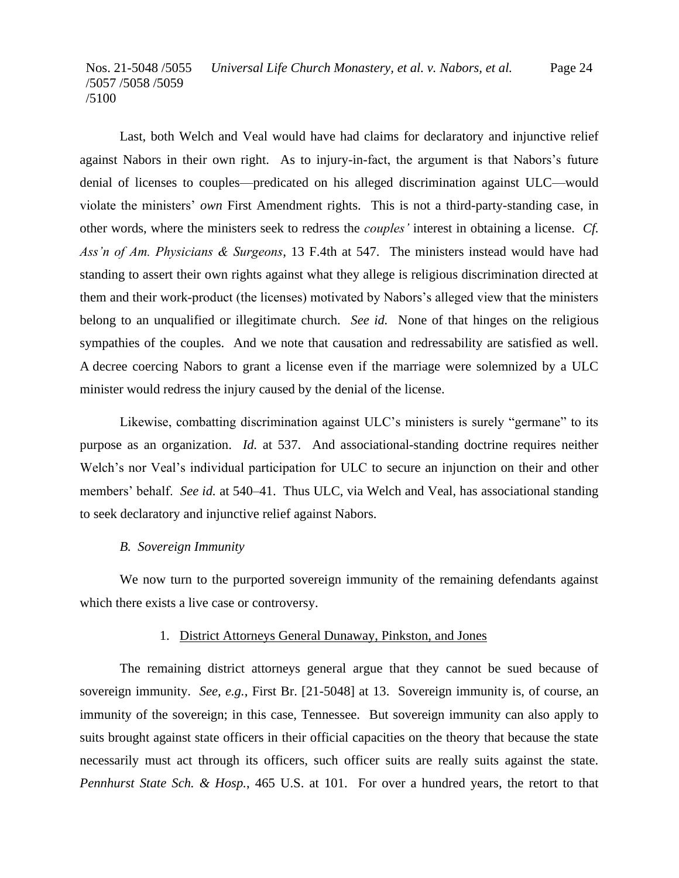Last, both Welch and Veal would have had claims for declaratory and injunctive relief against Nabors in their own right. As to injury-in-fact, the argument is that Nabors's future denial of licenses to couples—predicated on his alleged discrimination against ULC—would violate the ministers' *own* First Amendment rights. This is not a third-party-standing case, in other words, where the ministers seek to redress the *couples'* interest in obtaining a license. *Cf. Ass'n of Am. Physicians & Surgeons*, 13 F.4th at 547. The ministers instead would have had standing to assert their own rights against what they allege is religious discrimination directed at them and their work-product (the licenses) motivated by Nabors's alleged view that the ministers belong to an unqualified or illegitimate church. *See id.* None of that hinges on the religious sympathies of the couples. And we note that causation and redressability are satisfied as well. A decree coercing Nabors to grant a license even if the marriage were solemnized by a ULC minister would redress the injury caused by the denial of the license.

Likewise, combatting discrimination against ULC's ministers is surely "germane" to its purpose as an organization. *Id.* at 537. And associational-standing doctrine requires neither Welch's nor Veal's individual participation for ULC to secure an injunction on their and other members' behalf. *See id.* at 540–41. Thus ULC, via Welch and Veal, has associational standing to seek declaratory and injunctive relief against Nabors.

### *B. Sovereign Immunity*

We now turn to the purported sovereign immunity of the remaining defendants against which there exists a live case or controversy.

#### 1. District Attorneys General Dunaway, Pinkston, and Jones

The remaining district attorneys general argue that they cannot be sued because of sovereign immunity. *See, e.g.*, First Br. [21-5048] at 13. Sovereign immunity is, of course, an immunity of the sovereign; in this case, Tennessee. But sovereign immunity can also apply to suits brought against state officers in their official capacities on the theory that because the state necessarily must act through its officers, such officer suits are really suits against the state. *Pennhurst State Sch. & Hosp.*, 465 U.S. at 101. For over a hundred years, the retort to that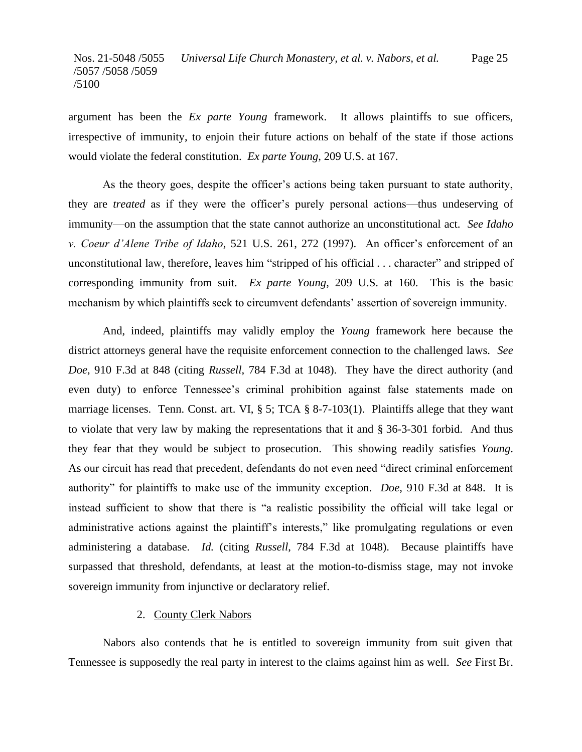argument has been the *Ex parte Young* framework. It allows plaintiffs to sue officers, irrespective of immunity, to enjoin their future actions on behalf of the state if those actions would violate the federal constitution. *Ex parte Young*, 209 U.S. at 167.

As the theory goes, despite the officer's actions being taken pursuant to state authority, they are *treated* as if they were the officer's purely personal actions—thus undeserving of immunity—on the assumption that the state cannot authorize an unconstitutional act. *See Idaho v. Coeur d'Alene Tribe of Idaho*, 521 U.S. 261, 272 (1997). An officer's enforcement of an unconstitutional law, therefore, leaves him "stripped of his official . . . character" and stripped of corresponding immunity from suit. *Ex parte Young*, 209 U.S. at 160. This is the basic mechanism by which plaintiffs seek to circumvent defendants' assertion of sovereign immunity.

And, indeed, plaintiffs may validly employ the *Young* framework here because the district attorneys general have the requisite enforcement connection to the challenged laws. *See Doe*, 910 F.3d at 848 (citing *Russell*, 784 F.3d at 1048). They have the direct authority (and even duty) to enforce Tennessee's criminal prohibition against false statements made on marriage licenses. Tenn. Const. art. VI, § 5; TCA § 8-7-103(1). Plaintiffs allege that they want to violate that very law by making the representations that it and § 36-3-301 forbid. And thus they fear that they would be subject to prosecution. This showing readily satisfies *Young*. As our circuit has read that precedent, defendants do not even need "direct criminal enforcement authority" for plaintiffs to make use of the immunity exception. *Doe*, 910 F.3d at 848. It is instead sufficient to show that there is "a realistic possibility the official will take legal or administrative actions against the plaintiff's interests," like promulgating regulations or even administering a database. *Id.* (citing *Russell*, 784 F.3d at 1048). Because plaintiffs have surpassed that threshold, defendants, at least at the motion-to-dismiss stage, may not invoke sovereign immunity from injunctive or declaratory relief.

2. County Clerk Nabors

Nabors also contends that he is entitled to sovereign immunity from suit given that Tennessee is supposedly the real party in interest to the claims against him as well. *See* First Br.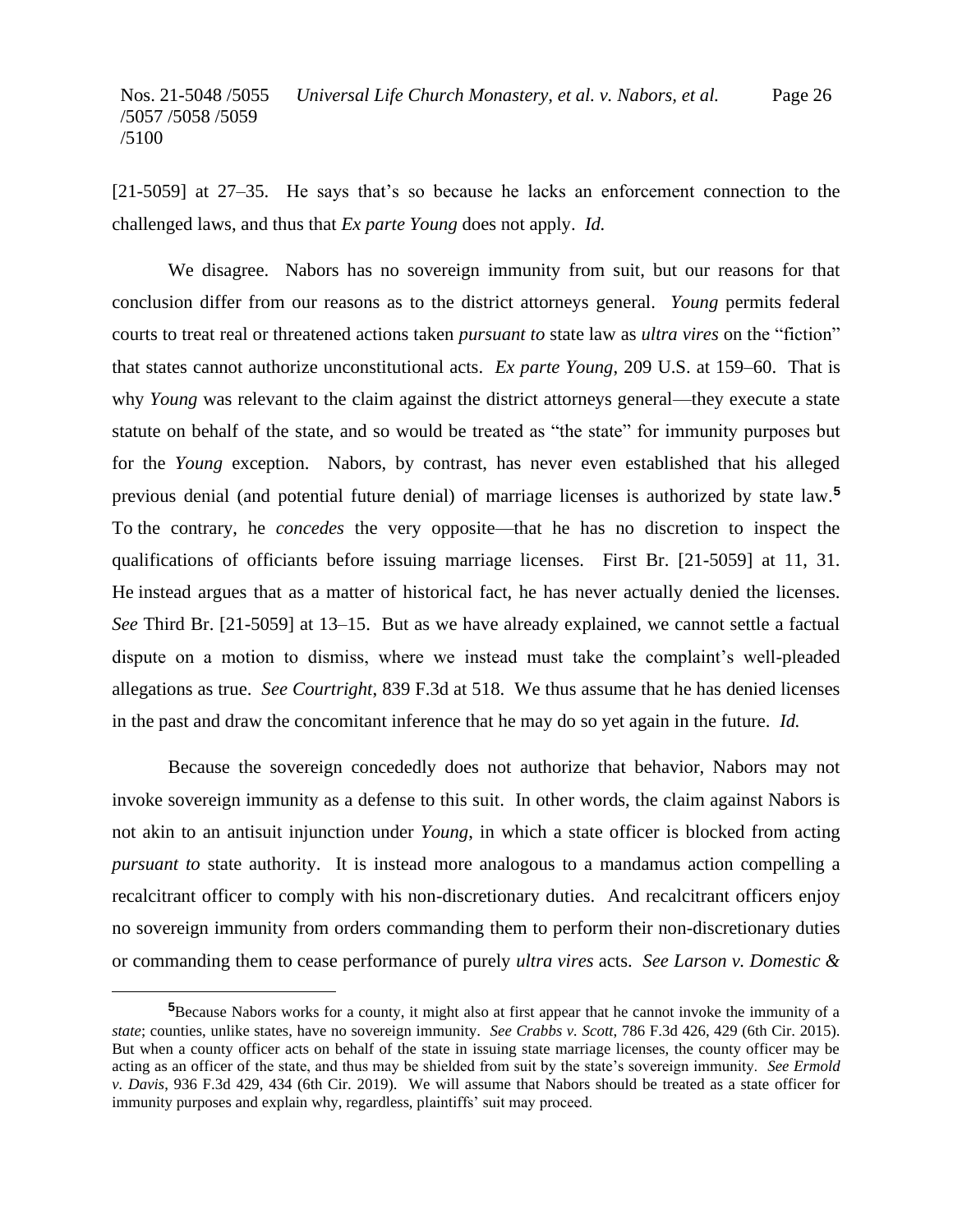[21-5059] at 27–35. He says that's so because he lacks an enforcement connection to the challenged laws, and thus that *Ex parte Young* does not apply. *Id.*

We disagree. Nabors has no sovereign immunity from suit, but our reasons for that conclusion differ from our reasons as to the district attorneys general. *Young* permits federal courts to treat real or threatened actions taken *pursuant to* state law as *ultra vires* on the "fiction" that states cannot authorize unconstitutional acts. *Ex parte Young*, 209 U.S. at 159–60. That is why *Young* was relevant to the claim against the district attorneys general—they execute a state statute on behalf of the state, and so would be treated as "the state" for immunity purposes but for the *Young* exception. Nabors, by contrast, has never even established that his alleged previous denial (and potential future denial) of marriage licenses is authorized by state law.[5] To the contrary, he *concedes* the very opposite—that he has no discretion to inspect the qualifications of officiants before issuing marriage licenses. First Br. [21-5059] at 11, 31. He instead argues that as a matter of historical fact, he has never actually denied the licenses. *See* Third Br. [21-5059] at 13–15. But as we have already explained, we cannot settle a factual dispute on a motion to dismiss, where we instead must take the complaint's well-pleaded allegations as true. *See Courtright*, 839 F.3d at 518. We thus assume that he has denied licenses in the past and draw the concomitant inference that he may do so yet again in the future. *Id.*

Because the sovereign concededly does not authorize that behavior, Nabors may not invoke sovereign immunity as a defense to this suit. In other words, the claim against Nabors is not akin to an antisuit injunction under *Young*, in which a state officer is blocked from acting *pursuant to* state authority. It is instead more analogous to a mandamus action compelling a recalcitrant officer to comply with his non-discretionary duties. And recalcitrant officers enjoy no sovereign immunity from orders commanding them to perform their non-discretionary duties or commanding them to cease performance of purely *ultra vires* acts. *See Larson v. Domestic &*

---

[5]Because Nabors works for a county, it might also at first appear that he cannot invoke the immunity of a *state*; counties, unlike states, have no sovereign immunity. *See Crabbs v. Scott*, 786 F.3d 426, 429 (6th Cir. 2015). But when a county officer acts on behalf of the state in issuing state marriage licenses, the county officer may be acting as an officer of the state, and thus may be shielded from suit by the state's sovereign immunity. *See Ermold v. Davis*, 936 F.3d 429, 434 (6th Cir. 2019). We will assume that Nabors should be treated as a state officer for immunity purposes and explain why, regardless, plaintiffs' suit may proceed.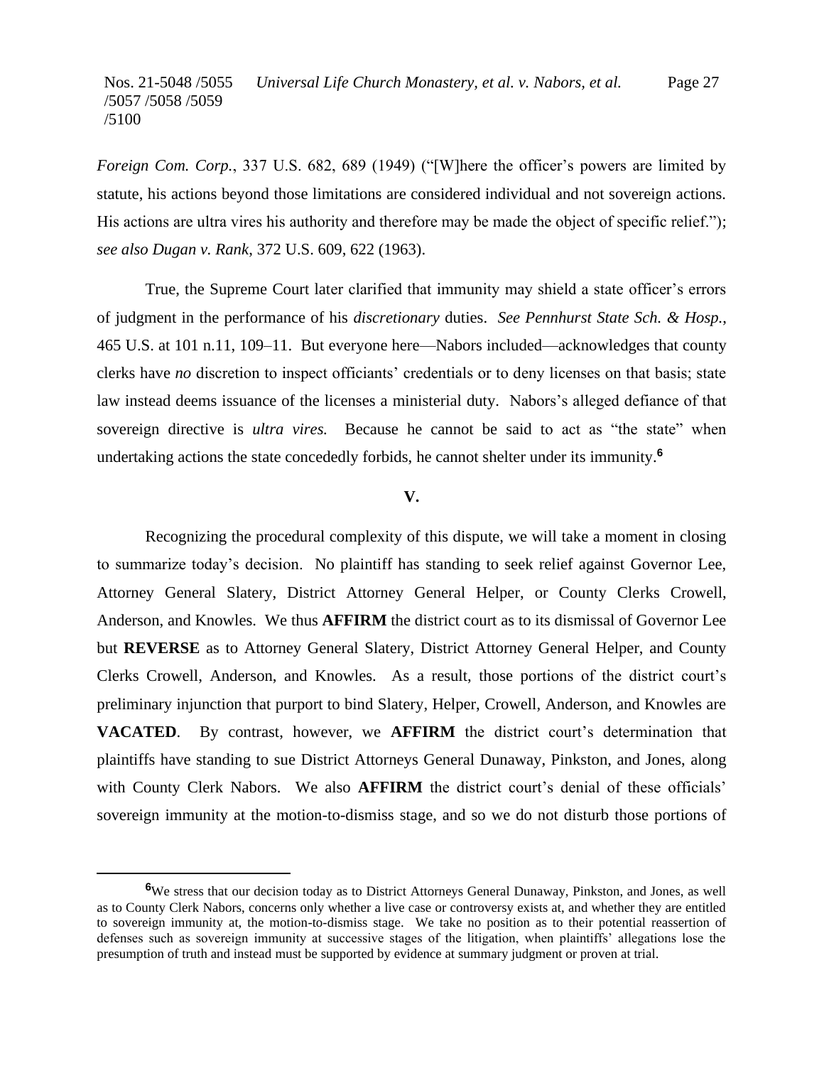*Foreign Com. Corp.*, 337 U.S. 682, 689 (1949) ("[W]here the officer's powers are limited by statute, his actions beyond those limitations are considered individual and not sovereign actions. His actions are ultra vires his authority and therefore may be made the object of specific relief."); *see also Dugan v. Rank*, 372 U.S. 609, 622 (1963).

True, the Supreme Court later clarified that immunity may shield a state officer's errors of judgment in the performance of his *discretionary* duties. *See Pennhurst State Sch. & Hosp.*, 465 U.S. at 101 n.11, 109–11. But everyone here—Nabors included—acknowledges that county clerks have *no* discretion to inspect officiants' credentials or to deny licenses on that basis; state law instead deems issuance of the licenses a ministerial duty. Nabors's alleged defiance of that sovereign directive is *ultra vires.* Because he cannot be said to act as "the state" when undertaking actions the state concededly forbids, he cannot shelter under its immunity.[6]

## V.

Recognizing the procedural complexity of this dispute, we will take a moment in closing to summarize today's decision. No plaintiff has standing to seek relief against Governor Lee, Attorney General Slatery, District Attorney General Helper, or County Clerks Crowell, Anderson, and Knowles. We thus **AFFIRM** the district court as to its dismissal of Governor Lee but **REVERSE** as to Attorney General Slatery, District Attorney General Helper, and County Clerks Crowell, Anderson, and Knowles. As a result, those portions of the district court's preliminary injunction that purport to bind Slatery, Helper, Crowell, Anderson, and Knowles are **VACATED**. By contrast, however, we **AFFIRM** the district court's determination that plaintiffs have standing to sue District Attorneys General Dunaway, Pinkston, and Jones, along with County Clerk Nabors. We also **AFFIRM** the district court's denial of these officials' sovereign immunity at the motion-to-dismiss stage, and so we do not disturb those portions of

---

[6]We stress that our decision today as to District Attorneys General Dunaway, Pinkston, and Jones, as well as to County Clerk Nabors, concerns only whether a live case or controversy exists at, and whether they are entitled to sovereign immunity at, the motion-to-dismiss stage. We take no position as to their potential reassertion of defenses such as sovereign immunity at successive stages of the litigation, when plaintiffs' allegations lose the presumption of truth and instead must be supported by evidence at summary judgment or proven at trial.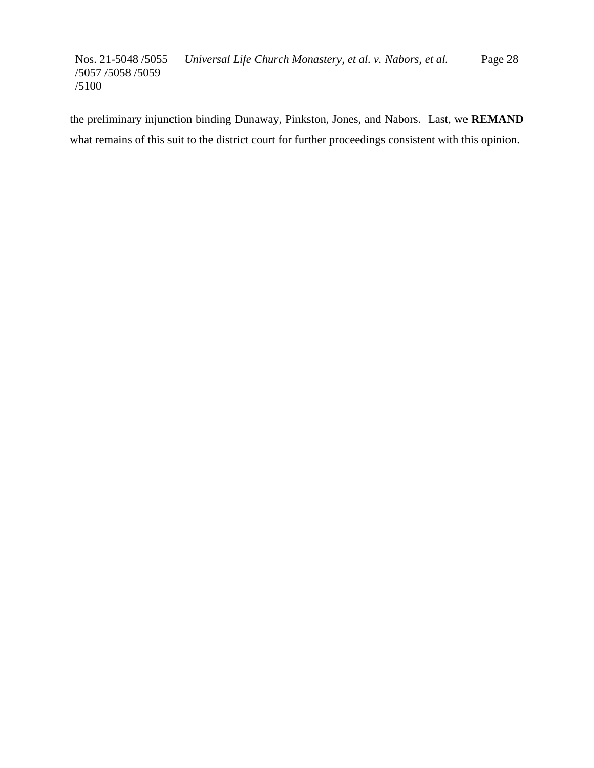the preliminary injunction binding Dunaway, Pinkston, Jones, and Nabors. Last, we **REMAND** what remains of this suit to the district court for further proceedings consistent with this opinion.